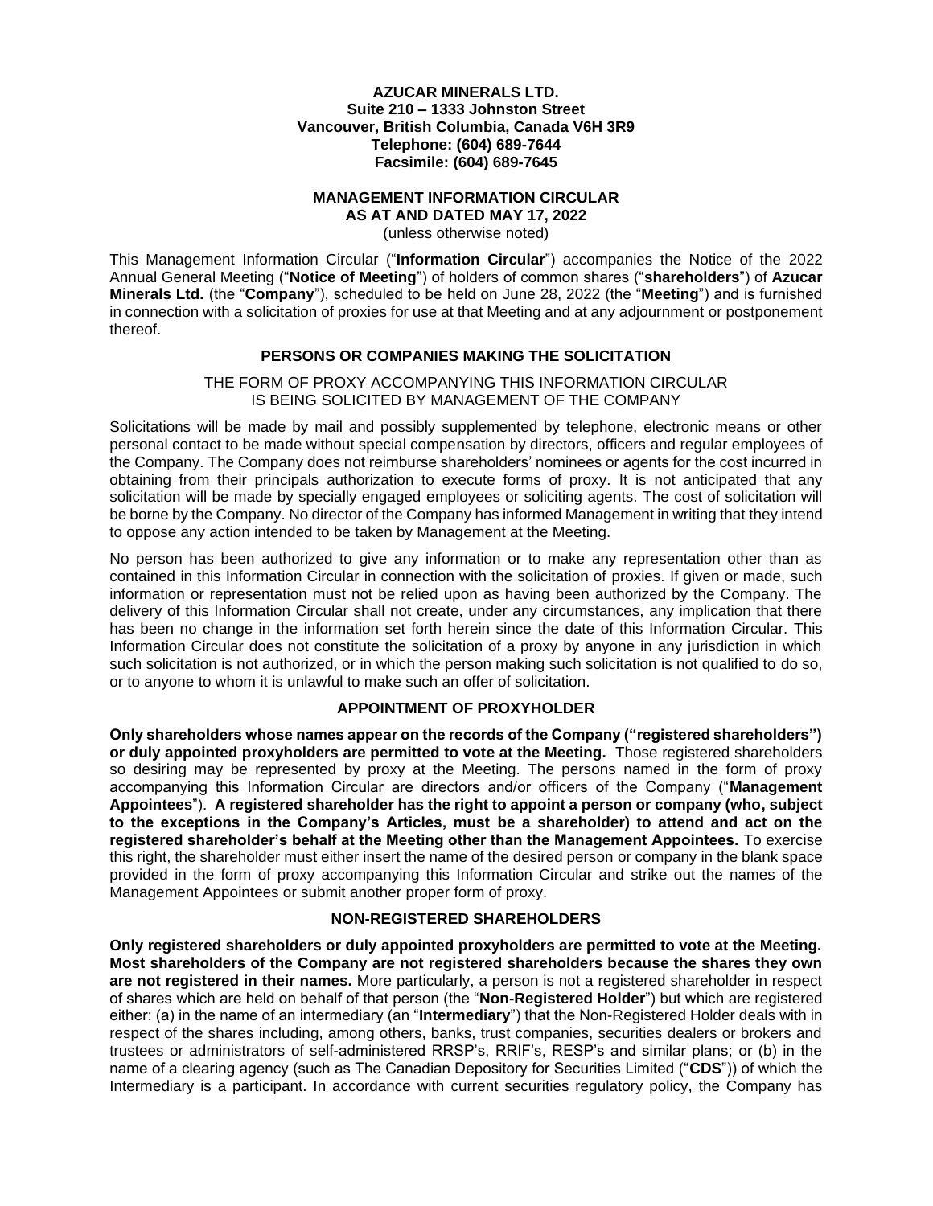**AZUCAR MINERALS LTD.**
**Suite 210 – 1333 Johnston Street**
**Vancouver, British Columbia, Canada V6H 3R9**
**Telephone: (604) 689-7644**
**Facsimile: (604) 689-7645**

# MANAGEMENT INFORMATION CIRCULAR AS AT AND DATED MAY 17, 2022

(unless otherwise noted)

This Management Information Circular ("**Information Circular**") accompanies the Notice of the 2022 Annual General Meeting ("**Notice of Meeting**") of holders of common shares ("**shareholders**") of **Azucar Minerals Ltd.** (the "**Company**"), scheduled to be held on June 28, 2022 (the "**Meeting**") and is furnished in connection with a solicitation of proxies for use at that Meeting and at any adjournment or postponement thereof.

## PERSONS OR COMPANIES MAKING THE SOLICITATION

THE FORM OF PROXY ACCOMPANYING THIS INFORMATION CIRCULAR IS BEING SOLICITED BY MANAGEMENT OF THE COMPANY

Solicitations will be made by mail and possibly supplemented by telephone, electronic means or other personal contact to be made without special compensation by directors, officers and regular employees of the Company. The Company does not reimburse shareholders' nominees or agents for the cost incurred in obtaining from their principals authorization to execute forms of proxy. It is not anticipated that any solicitation will be made by specially engaged employees or soliciting agents. The cost of solicitation will be borne by the Company. No director of the Company has informed Management in writing that they intend to oppose any action intended to be taken by Management at the Meeting.

No person has been authorized to give any information or to make any representation other than as contained in this Information Circular in connection with the solicitation of proxies. If given or made, such information or representation must not be relied upon as having been authorized by the Company. The delivery of this Information Circular shall not create, under any circumstances, any implication that there has been no change in the information set forth herein since the date of this Information Circular. This Information Circular does not constitute the solicitation of a proxy by anyone in any jurisdiction in which such solicitation is not authorized, or in which the person making such solicitation is not qualified to do so, or to anyone to whom it is unlawful to make such an offer of solicitation.

## APPOINTMENT OF PROXYHOLDER

**Only shareholders whose names appear on the records of the Company ("registered shareholders") or duly appointed proxyholders are permitted to vote at the Meeting.** Those registered shareholders so desiring may be represented by proxy at the Meeting. The persons named in the form of proxy accompanying this Information Circular are directors and/or officers of the Company ("**Management Appointees**"). **A registered shareholder has the right to appoint a person or company (who, subject to the exceptions in the Company's Articles, must be a shareholder) to attend and act on the registered shareholder's behalf at the Meeting other than the Management Appointees.** To exercise this right, the shareholder must either insert the name of the desired person or company in the blank space provided in the form of proxy accompanying this Information Circular and strike out the names of the Management Appointees or submit another proper form of proxy.

## NON-REGISTERED SHAREHOLDERS

**Only registered shareholders or duly appointed proxyholders are permitted to vote at the Meeting. Most shareholders of the Company are not registered shareholders because the shares they own are not registered in their names.** More particularly, a person is not a registered shareholder in respect of shares which are held on behalf of that person (the "**Non-Registered Holder**") but which are registered either: (a) in the name of an intermediary (an "**Intermediary**") that the Non-Registered Holder deals with in respect of the shares including, among others, banks, trust companies, securities dealers or brokers and trustees or administrators of self-administered RRSP's, RRIF's, RESP's and similar plans; or (b) in the name of a clearing agency (such as The Canadian Depository for Securities Limited ("**CDS**")) of which the Intermediary is a participant. In accordance with current securities regulatory policy, the Company has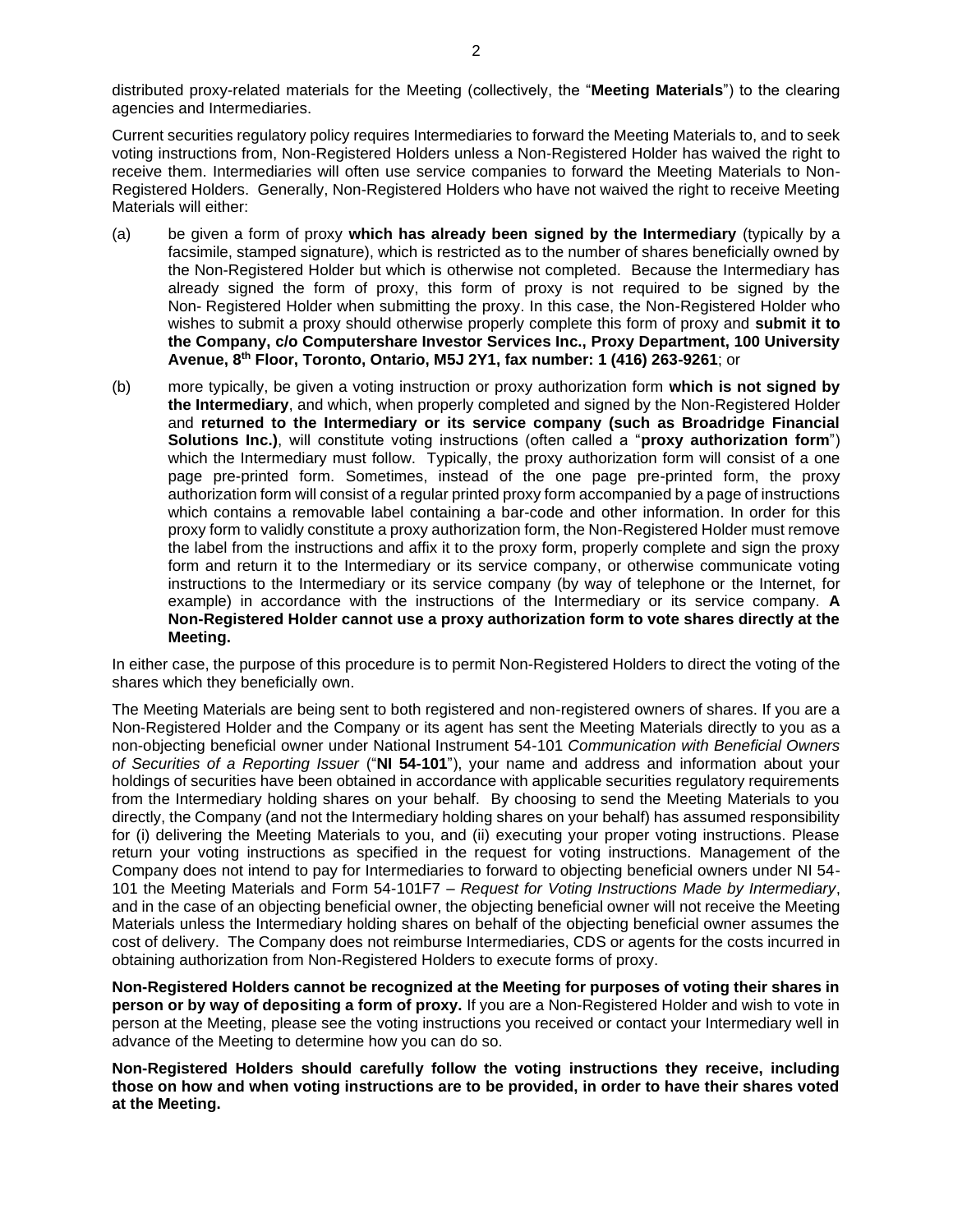distributed proxy-related materials for the Meeting (collectively, the "**Meeting Materials**") to the clearing agencies and Intermediaries.

Current securities regulatory policy requires Intermediaries to forward the Meeting Materials to, and to seek voting instructions from, Non-Registered Holders unless a Non-Registered Holder has waived the right to receive them. Intermediaries will often use service companies to forward the Meeting Materials to Non-Registered Holders. Generally, Non-Registered Holders who have not waived the right to receive Meeting Materials will either:

(a) be given a form of proxy **which has already been signed by the Intermediary** (typically by a facsimile, stamped signature), which is restricted as to the number of shares beneficially owned by the Non-Registered Holder but which is otherwise not completed. Because the Intermediary has already signed the form of proxy, this form of proxy is not required to be signed by the Non- Registered Holder when submitting the proxy. In this case, the Non-Registered Holder who wishes to submit a proxy should otherwise properly complete this form of proxy and **submit it to the Company, c/o Computershare Investor Services Inc., Proxy Department, 100 University Avenue, 8th Floor, Toronto, Ontario, M5J 2Y1, fax number: 1 (416) 263-9261**; or

(b) more typically, be given a voting instruction or proxy authorization form **which is not signed by the Intermediary**, and which, when properly completed and signed by the Non-Registered Holder and **returned to the Intermediary or its service company (such as Broadridge Financial Solutions Inc.)**, will constitute voting instructions (often called a "**proxy authorization form**") which the Intermediary must follow. Typically, the proxy authorization form will consist of a one page pre-printed form. Sometimes, instead of the one page pre-printed form, the proxy authorization form will consist of a regular printed proxy form accompanied by a page of instructions which contains a removable label containing a bar-code and other information. In order for this proxy form to validly constitute a proxy authorization form, the Non-Registered Holder must remove the label from the instructions and affix it to the proxy form, properly complete and sign the proxy form and return it to the Intermediary or its service company, or otherwise communicate voting instructions to the Intermediary or its service company (by way of telephone or the Internet, for example) in accordance with the instructions of the Intermediary or its service company. **A Non-Registered Holder cannot use a proxy authorization form to vote shares directly at the Meeting.**

In either case, the purpose of this procedure is to permit Non-Registered Holders to direct the voting of the shares which they beneficially own.

The Meeting Materials are being sent to both registered and non-registered owners of shares. If you are a Non-Registered Holder and the Company or its agent has sent the Meeting Materials directly to you as a non-objecting beneficial owner under National Instrument 54-101 *Communication with Beneficial Owners of Securities of a Reporting Issuer* ("**NI 54-101**"), your name and address and information about your holdings of securities have been obtained in accordance with applicable securities regulatory requirements from the Intermediary holding shares on your behalf. By choosing to send the Meeting Materials to you directly, the Company (and not the Intermediary holding shares on your behalf) has assumed responsibility for (i) delivering the Meeting Materials to you, and (ii) executing your proper voting instructions. Please return your voting instructions as specified in the request for voting instructions. Management of the Company does not intend to pay for Intermediaries to forward to objecting beneficial owners under NI 54-101 the Meeting Materials and Form 54-101F7 – *Request for Voting Instructions Made by Intermediary*, and in the case of an objecting beneficial owner, the objecting beneficial owner will not receive the Meeting Materials unless the Intermediary holding shares on behalf of the objecting beneficial owner assumes the cost of delivery. The Company does not reimburse Intermediaries, CDS or agents for the costs incurred in obtaining authorization from Non-Registered Holders to execute forms of proxy.

**Non-Registered Holders cannot be recognized at the Meeting for purposes of voting their shares in person or by way of depositing a form of proxy.** If you are a Non-Registered Holder and wish to vote in person at the Meeting, please see the voting instructions you received or contact your Intermediary well in advance of the Meeting to determine how you can do so.

**Non-Registered Holders should carefully follow the voting instructions they receive, including those on how and when voting instructions are to be provided, in order to have their shares voted at the Meeting.**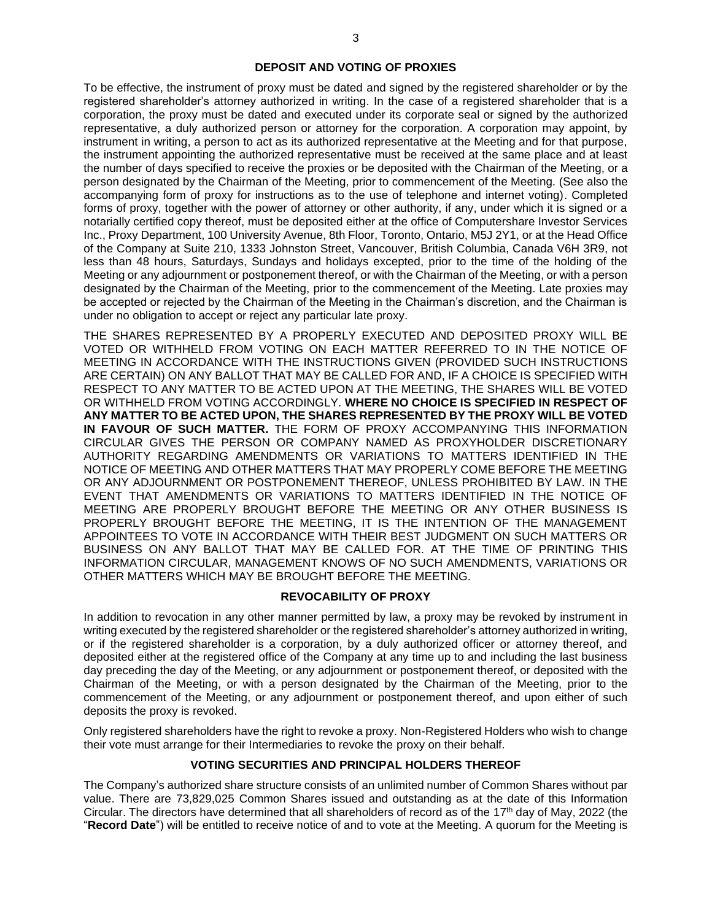## DEPOSIT AND VOTING OF PROXIES

To be effective, the instrument of proxy must be dated and signed by the registered shareholder or by the registered shareholder's attorney authorized in writing. In the case of a registered shareholder that is a corporation, the proxy must be dated and executed under its corporate seal or signed by the authorized representative, a duly authorized person or attorney for the corporation. A corporation may appoint, by instrument in writing, a person to act as its authorized representative at the Meeting and for that purpose, the instrument appointing the authorized representative must be received at the same place and at least the number of days specified to receive the proxies or be deposited with the Chairman of the Meeting, or a person designated by the Chairman of the Meeting, prior to commencement of the Meeting. (See also the accompanying form of proxy for instructions as to the use of telephone and internet voting). Completed forms of proxy, together with the power of attorney or other authority, if any, under which it is signed or a notarially certified copy thereof, must be deposited either at the office of Computershare Investor Services Inc., Proxy Department, 100 University Avenue, 8th Floor, Toronto, Ontario, M5J 2Y1, or at the Head Office of the Company at Suite 210, 1333 Johnston Street, Vancouver, British Columbia, Canada V6H 3R9, not less than 48 hours, Saturdays, Sundays and holidays excepted, prior to the time of the holding of the Meeting or any adjournment or postponement thereof, or with the Chairman of the Meeting, or with a person designated by the Chairman of the Meeting, prior to the commencement of the Meeting. Late proxies may be accepted or rejected by the Chairman of the Meeting in the Chairman's discretion, and the Chairman is under no obligation to accept or reject any particular late proxy.

THE SHARES REPRESENTED BY A PROPERLY EXECUTED AND DEPOSITED PROXY WILL BE VOTED OR WITHHELD FROM VOTING ON EACH MATTER REFERRED TO IN THE NOTICE OF MEETING IN ACCORDANCE WITH THE INSTRUCTIONS GIVEN (PROVIDED SUCH INSTRUCTIONS ARE CERTAIN) ON ANY BALLOT THAT MAY BE CALLED FOR AND, IF A CHOICE IS SPECIFIED WITH RESPECT TO ANY MATTER TO BE ACTED UPON AT THE MEETING, THE SHARES WILL BE VOTED OR WITHHELD FROM VOTING ACCORDINGLY. **WHERE NO CHOICE IS SPECIFIED IN RESPECT OF ANY MATTER TO BE ACTED UPON, THE SHARES REPRESENTED BY THE PROXY WILL BE VOTED IN FAVOUR OF SUCH MATTER.** THE FORM OF PROXY ACCOMPANYING THIS INFORMATION CIRCULAR GIVES THE PERSON OR COMPANY NAMED AS PROXYHOLDER DISCRETIONARY AUTHORITY REGARDING AMENDMENTS OR VARIATIONS TO MATTERS IDENTIFIED IN THE NOTICE OF MEETING AND OTHER MATTERS THAT MAY PROPERLY COME BEFORE THE MEETING OR ANY ADJOURNMENT OR POSTPONEMENT THEREOF, UNLESS PROHIBITED BY LAW. IN THE EVENT THAT AMENDMENTS OR VARIATIONS TO MATTERS IDENTIFIED IN THE NOTICE OF MEETING ARE PROPERLY BROUGHT BEFORE THE MEETING OR ANY OTHER BUSINESS IS PROPERLY BROUGHT BEFORE THE MEETING, IT IS THE INTENTION OF THE MANAGEMENT APPOINTEES TO VOTE IN ACCORDANCE WITH THEIR BEST JUDGMENT ON SUCH MATTERS OR BUSINESS ON ANY BALLOT THAT MAY BE CALLED FOR. AT THE TIME OF PRINTING THIS INFORMATION CIRCULAR, MANAGEMENT KNOWS OF NO SUCH AMENDMENTS, VARIATIONS OR OTHER MATTERS WHICH MAY BE BROUGHT BEFORE THE MEETING.

## REVOCABILITY OF PROXY

In addition to revocation in any other manner permitted by law, a proxy may be revoked by instrument in writing executed by the registered shareholder or the registered shareholder's attorney authorized in writing, or if the registered shareholder is a corporation, by a duly authorized officer or attorney thereof, and deposited either at the registered office of the Company at any time up to and including the last business day preceding the day of the Meeting, or any adjournment or postponement thereof, or deposited with the Chairman of the Meeting, or with a person designated by the Chairman of the Meeting, prior to the commencement of the Meeting, or any adjournment or postponement thereof, and upon either of such deposits the proxy is revoked.

Only registered shareholders have the right to revoke a proxy. Non-Registered Holders who wish to change their vote must arrange for their Intermediaries to revoke the proxy on their behalf.

## VOTING SECURITIES AND PRINCIPAL HOLDERS THEREOF

The Company's authorized share structure consists of an unlimited number of Common Shares without par value. There are 73,829,025 Common Shares issued and outstanding as at the date of this Information Circular. The directors have determined that all shareholders of record as of the 17th day of May, 2022 (the "**Record Date**") will be entitled to receive notice of and to vote at the Meeting. A quorum for the Meeting is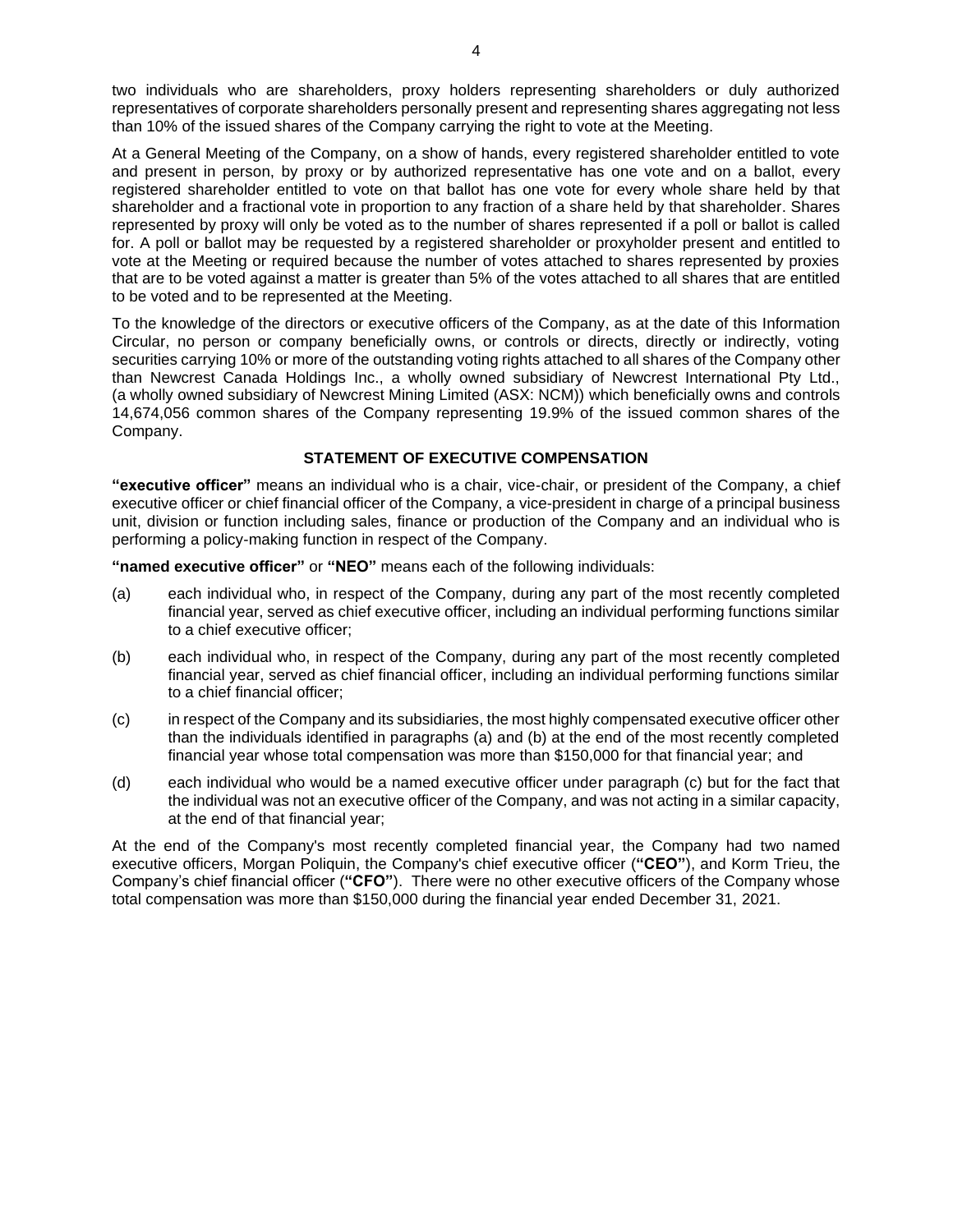two individuals who are shareholders, proxy holders representing shareholders or duly authorized representatives of corporate shareholders personally present and representing shares aggregating not less than 10% of the issued shares of the Company carrying the right to vote at the Meeting.

At a General Meeting of the Company, on a show of hands, every registered shareholder entitled to vote and present in person, by proxy or by authorized representative has one vote and on a ballot, every registered shareholder entitled to vote on that ballot has one vote for every whole share held by that shareholder and a fractional vote in proportion to any fraction of a share held by that shareholder. Shares represented by proxy will only be voted as to the number of shares represented if a poll or ballot is called for. A poll or ballot may be requested by a registered shareholder or proxyholder present and entitled to vote at the Meeting or required because the number of votes attached to shares represented by proxies that are to be voted against a matter is greater than 5% of the votes attached to all shares that are entitled to be voted and to be represented at the Meeting.

To the knowledge of the directors or executive officers of the Company, as at the date of this Information Circular, no person or company beneficially owns, or controls or directs, directly or indirectly, voting securities carrying 10% or more of the outstanding voting rights attached to all shares of the Company other than Newcrest Canada Holdings Inc., a wholly owned subsidiary of Newcrest International Pty Ltd., (a wholly owned subsidiary of Newcrest Mining Limited (ASX: NCM)) which beneficially owns and controls 14,674,056 common shares of the Company representing 19.9% of the issued common shares of the Company.

## STATEMENT OF EXECUTIVE COMPENSATION

**"executive officer"** means an individual who is a chair, vice-chair, or president of the Company, a chief executive officer or chief financial officer of the Company, a vice-president in charge of a principal business unit, division or function including sales, finance or production of the Company and an individual who is performing a policy-making function in respect of the Company.

**"named executive officer"** or **"NEO"** means each of the following individuals:

(a) each individual who, in respect of the Company, during any part of the most recently completed financial year, served as chief executive officer, including an individual performing functions similar to a chief executive officer;

(b) each individual who, in respect of the Company, during any part of the most recently completed financial year, served as chief financial officer, including an individual performing functions similar to a chief financial officer;

(c) in respect of the Company and its subsidiaries, the most highly compensated executive officer other than the individuals identified in paragraphs (a) and (b) at the end of the most recently completed financial year whose total compensation was more than $150,000 for that financial year; and

(d) each individual who would be a named executive officer under paragraph (c) but for the fact that the individual was not an executive officer of the Company, and was not acting in a similar capacity, at the end of that financial year;

At the end of the Company's most recently completed financial year, the Company had two named executive officers, Morgan Poliquin, the Company's chief executive officer (**"CEO"**), and Korm Trieu, the Company's chief financial officer (**"CFO"**). There were no other executive officers of the Company whose total compensation was more than $150,000 during the financial year ended December 31, 2021.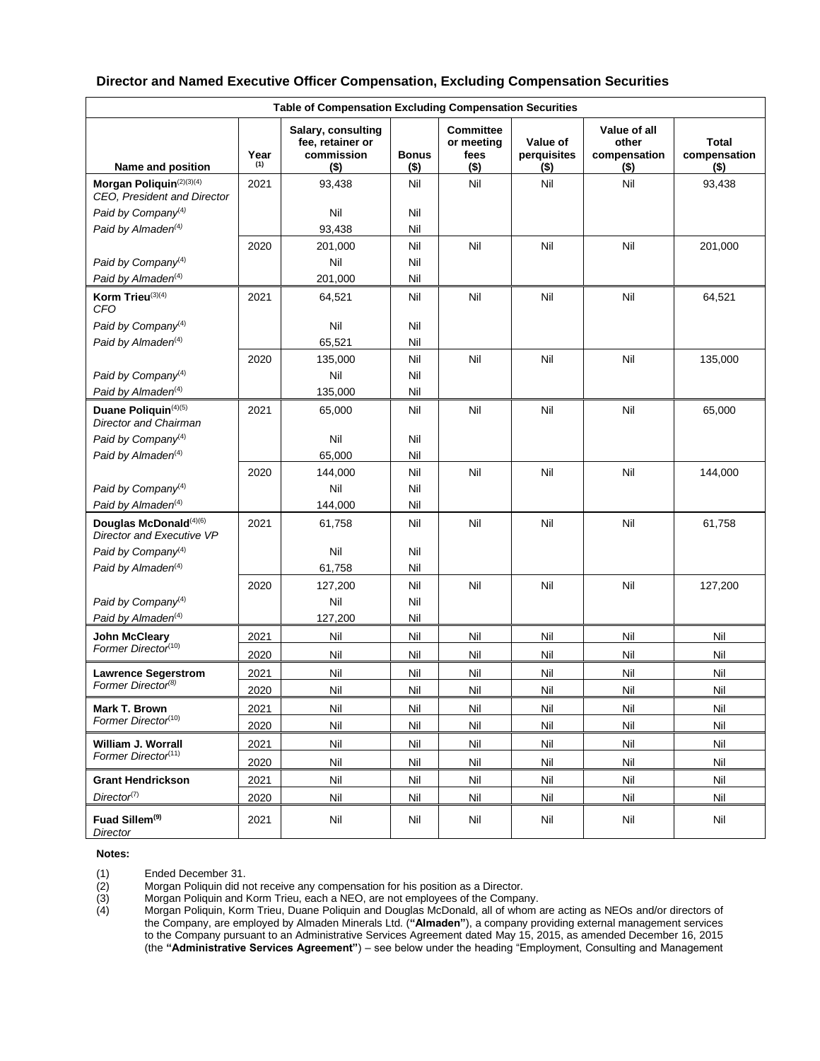## Director and Named Executive Officer Compensation, Excluding Compensation Securities

| Table of Compensation Excluding Compensation Securities | | | | | | | |
|---|---|---|---|---|---|---|---|
| **Name and position** | **Year** [(1)] | **Salary, consulting fee, retainer or commission ($)** | **Bonus ($)** | **Committee or meeting fees ($)** | **Value of perquisites ($)** | **Value of all other compensation ($)** | **Total compensation ($)** |
| **Morgan Poliquin**[(2)(3)(4)] *CEO, President and Director* | 2021 | 93,438 | Nil | Nil | Nil | Nil | 93,438 |
| *Paid by Company*[(4)] | | Nil | Nil | | | | |
| *Paid by Almaden*[(4)] | | 93,438 | Nil | | | | |
| | 2020 | 201,000 | Nil | Nil | Nil | Nil | 201,000 |
| *Paid by Company*[(4)] | | Nil | Nil | | | | |
| *Paid by Almaden*[(4)] | | 201,000 | Nil | | | | |
| **Korm Trieu**[(3)(4)] *CFO* | 2021 | 64,521 | Nil | Nil | Nil | Nil | 64,521 |
| *Paid by Company*[(4)] | | Nil | Nil | | | | |
| *Paid by Almaden*[(4)] | | 65,521 | Nil | | | | |
| | 2020 | 135,000 | Nil | Nil | Nil | Nil | 135,000 |
| *Paid by Company*[(4)] | | Nil | Nil | | | | |
| *Paid by Almaden*[(4)] | | 135,000 | Nil | | | | |
| **Duane Poliquin**[(4)(5)] *Director and Chairman* | 2021 | 65,000 | Nil | Nil | Nil | Nil | 65,000 |
| *Paid by Company*[(4)] | | Nil | Nil | | | | |
| *Paid by Almaden*[(4)] | | 65,000 | Nil | | | | |
| | 2020 | 144,000 | Nil | Nil | Nil | Nil | 144,000 |
| *Paid by Company*[(4)] | | Nil | Nil | | | | |
| *Paid by Almaden*[(4)] | | 144,000 | Nil | | | | |
| **Douglas McDonald**[(4)(6)] *Director and Executive VP* | 2021 | 61,758 | Nil | Nil | Nil | Nil | 61,758 |
| *Paid by Company*[(4)] | | Nil | Nil | | | | |
| *Paid by Almaden*[(4)] | | 61,758 | Nil | | | | |
| | 2020 | 127,200 | Nil | Nil | Nil | Nil | 127,200 |
| *Paid by Company*[(4)] | | Nil | Nil | | | | |
| *Paid by Almaden*[(4)] | | 127,200 | Nil | | | | |
| **John McCleary** *Former Director*[(10)] | 2021 | Nil | Nil | Nil | Nil | Nil | Nil |
| | 2020 | Nil | Nil | Nil | Nil | Nil | Nil |
| **Lawrence Segerstrom** *Former Director*[(8)] | 2021 | Nil | Nil | Nil | Nil | Nil | Nil |
| | 2020 | Nil | Nil | Nil | Nil | Nil | Nil |
| **Mark T. Brown** *Former Director*[(10)] | 2021 | Nil | Nil | Nil | Nil | Nil | Nil |
| | 2020 | Nil | Nil | Nil | Nil | Nil | Nil |
| **William J. Worrall** *Former Director*[(11)] | 2021 | Nil | Nil | Nil | Nil | Nil | Nil |
| | 2020 | Nil | Nil | Nil | Nil | Nil | Nil |
| **Grant Hendrickson** | 2021 | Nil | Nil | Nil | Nil | Nil | Nil |
| *Director*[(7)] | 2020 | Nil | Nil | Nil | Nil | Nil | Nil |
| **Fuad Sillem**[(9)] *Director* | 2021 | Nil | Nil | Nil | Nil | Nil | Nil |

**Notes:**

(1) Ended December 31.

(2) Morgan Poliquin did not receive any compensation for his position as a Director.

(3) Morgan Poliquin and Korm Trieu, each a NEO, are not employees of the Company.

(4) Morgan Poliquin, Korm Trieu, Duane Poliquin and Douglas McDonald, all of whom are acting as NEOs and/or directors of the Company, are employed by Almaden Minerals Ltd. (**"Almaden"**), a company providing external management services to the Company pursuant to an Administrative Services Agreement dated May 15, 2015, as amended December 16, 2015 (the **"Administrative Services Agreement"**) – see below under the heading "Employment, Consulting and Management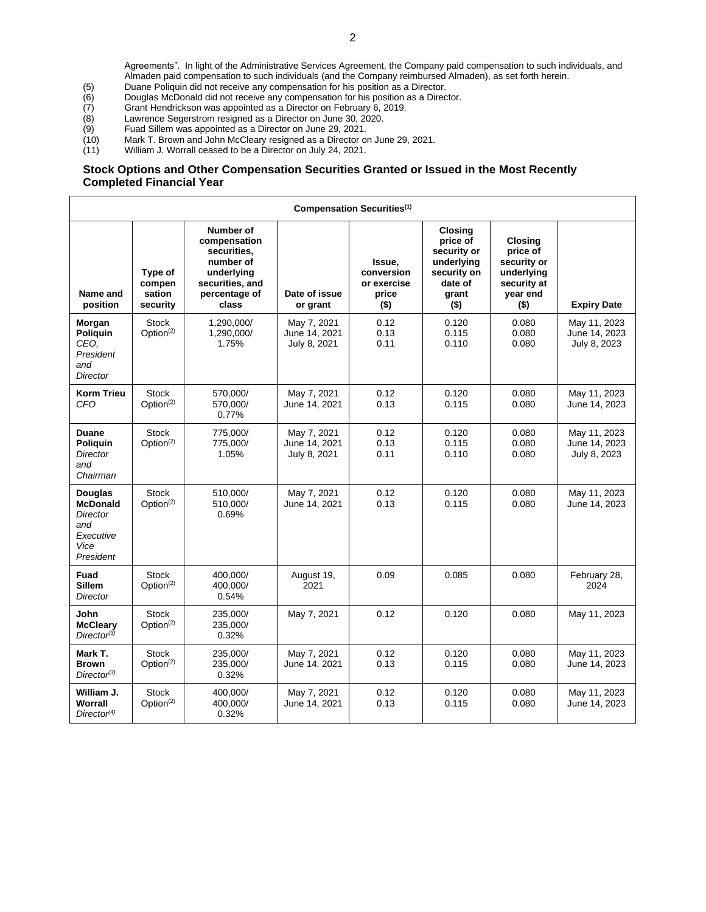Agreements". In light of the Administrative Services Agreement, the Company paid compensation to such individuals, and Almaden paid compensation to such individuals (and the Company reimbursed Almaden), as set forth herein.

(5) Duane Poliquin did not receive any compensation for his position as a Director.
(6) Douglas McDonald did not receive any compensation for his position as a Director.
(7) Grant Hendrickson was appointed as a Director on February 6, 2019.
(8) Lawrence Segerstrom resigned as a Director on June 30, 2020.
(9) Fuad Sillem was appointed as a Director on June 29, 2021.
(10) Mark T. Brown and John McCleary resigned as a Director on June 29, 2021.
(11) William J. Worrall ceased to be a Director on July 24, 2021.

### Stock Options and Other Compensation Securities Granted or Issued in the Most Recently Completed Financial Year

| Compensation Securities[(1)] | | | | | | | |
|---|---|---|---|---|---|---|---|
| **Name and position** | **Type of compensation security** | **Number of compensation securities, number of underlying securities, and percentage of class** | **Date of issue or grant** | **Issue, conversion or exercise price ($)** | **Closing price of security or underlying security on date of grant ($)** | **Closing price of security or underlying security at year end ($)** | **Expiry Date** |
| **Morgan Poliquin** *CEO, President and Director* | Stock Option[(2)] | 1,290,000/ 1,290,000/ 1.75% | May 7, 2021 June 14, 2021 July 8, 2021 | 0.12 0.13 0.11 | 0.120 0.115 0.110 | 0.080 0.080 0.080 | May 11, 2023 June 14, 2023 July 8, 2023 |
| **Korm Trieu** *CFO* | Stock Option[(2)] | 570,000/ 570,000/ 0.77% | May 7, 2021 June 14, 2021 | 0.12 0.13 | 0.120 0.115 | 0.080 0.080 | May 11, 2023 June 14, 2023 |
| **Duane Poliquin** *Director and Chairman* | Stock Option[(2)] | 775,000/ 775,000/ 1.05% | May 7, 2021 June 14, 2021 July 8, 2021 | 0.12 0.13 0.11 | 0.120 0.115 0.110 | 0.080 0.080 0.080 | May 11, 2023 June 14, 2023 July 8, 2023 |
| **Douglas McDonald** *Director and Executive Vice President* | Stock Option[(2)] | 510,000/ 510,000/ 0.69% | May 7, 2021 June 14, 2021 | 0.12 0.13 | 0.120 0.115 | 0.080 0.080 | May 11, 2023 June 14, 2023 |
| **Fuad Sillem** *Director* | Stock Option[(2)] | 400,000/ 400,000/ 0.54% | August 19, 2021 | 0.09 | 0.085 | 0.080 | February 28, 2024 |
| **John McCleary** *Director[(3)]* | Stock Option[(2)] | 235,000/ 235,000/ 0.32% | May 7, 2021 | 0.12 | 0.120 | 0.080 | May 11, 2023 |
| **Mark T. Brown** *Director[(3)]* | Stock Option[(2)] | 235,000/ 235,000/ 0.32% | May 7, 2021 June 14, 2021 | 0.12 0.13 | 0.120 0.115 | 0.080 0.080 | May 11, 2023 June 14, 2023 |
| **William J. Worrall** *Director[(4)]* | Stock Option[(2)] | 400,000/ 400,000/ 0.32% | May 7, 2021 June 14, 2021 | 0.12 0.13 | 0.120 0.115 | 0.080 0.080 | May 11, 2023 June 14, 2023 |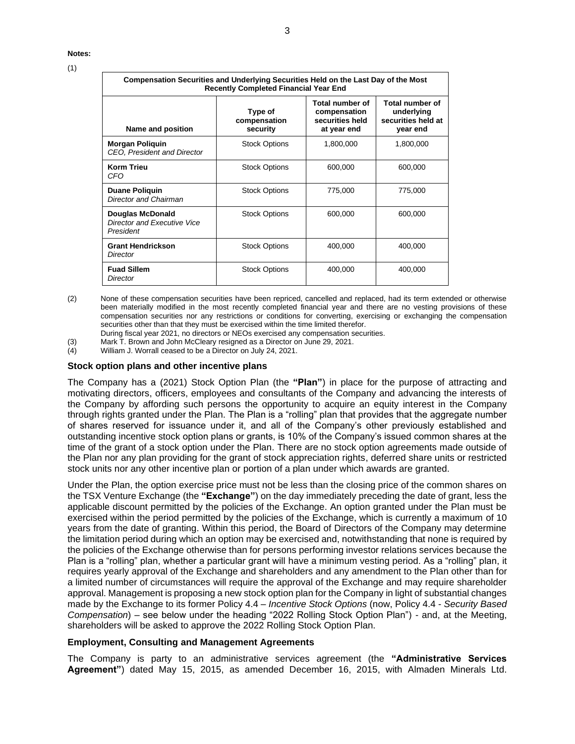**Notes:**

(1)

| Compensation Securities and Underlying Securities Held on the Last Day of the Most Recently Completed Financial Year End | | | |
|---|---|---|---|
| **Name and position** | **Type of compensation security** | **Total number of compensation securities held at year end** | **Total number of underlying securities held at year end** |
| **Morgan Poliquin**<br>*CEO, President and Director* | Stock Options | 1,800,000 | 1,800,000 |
| **Korm Trieu**<br>*CFO* | Stock Options | 600,000 | 600,000 |
| **Duane Poliquin**<br>*Director and Chairman* | Stock Options | 775,000 | 775,000 |
| **Douglas McDonald**<br>*Director and Executive Vice President* | Stock Options | 600,000 | 600,000 |
| **Grant Hendrickson**<br>*Director* | Stock Options | 400,000 | 400,000 |
| **Fuad Sillem**<br>*Director* | Stock Options | 400,000 | 400,000 |

(2) None of these compensation securities have been repriced, cancelled and replaced, had its term extended or otherwise been materially modified in the most recently completed financial year and there are no vesting provisions of these compensation securities nor any restrictions or conditions for converting, exercising or exchanging the compensation securities other than that they must be exercised within the time limited therefor.
During fiscal year 2021, no directors or NEOs exercised any compensation securities.

(3) Mark T. Brown and John McCleary resigned as a Director on June 29, 2021.

(4) William J. Worrall ceased to be a Director on July 24, 2021.

### Stock option plans and other incentive plans

The Company has a (2021) Stock Option Plan (the **"Plan"**) in place for the purpose of attracting and motivating directors, officers, employees and consultants of the Company and advancing the interests of the Company by affording such persons the opportunity to acquire an equity interest in the Company through rights granted under the Plan. The Plan is a "rolling" plan that provides that the aggregate number of shares reserved for issuance under it, and all of the Company's other previously established and outstanding incentive stock option plans or grants, is 10% of the Company's issued common shares at the time of the grant of a stock option under the Plan. There are no stock option agreements made outside of the Plan nor any plan providing for the grant of stock appreciation rights, deferred share units or restricted stock units nor any other incentive plan or portion of a plan under which awards are granted.

Under the Plan, the option exercise price must not be less than the closing price of the common shares on the TSX Venture Exchange (the **"Exchange"**) on the day immediately preceding the date of grant, less the applicable discount permitted by the policies of the Exchange. An option granted under the Plan must be exercised within the period permitted by the policies of the Exchange, which is currently a maximum of 10 years from the date of granting. Within this period, the Board of Directors of the Company may determine the limitation period during which an option may be exercised and, notwithstanding that none is required by the policies of the Exchange otherwise than for persons performing investor relations services because the Plan is a "rolling" plan, whether a particular grant will have a minimum vesting period. As a "rolling" plan, it requires yearly approval of the Exchange and shareholders and any amendment to the Plan other than for a limited number of circumstances will require the approval of the Exchange and may require shareholder approval. Management is proposing a new stock option plan for the Company in light of substantial changes made by the Exchange to its former Policy 4.4 – *Incentive Stock Options* (now, Policy 4.4 - *Security Based Compensation*) – see below under the heading "2022 Rolling Stock Option Plan") - and, at the Meeting, shareholders will be asked to approve the 2022 Rolling Stock Option Plan.

### Employment, Consulting and Management Agreements

The Company is party to an administrative services agreement (the **"Administrative Services Agreement"**) dated May 15, 2015, as amended December 16, 2015, with Almaden Minerals Ltd.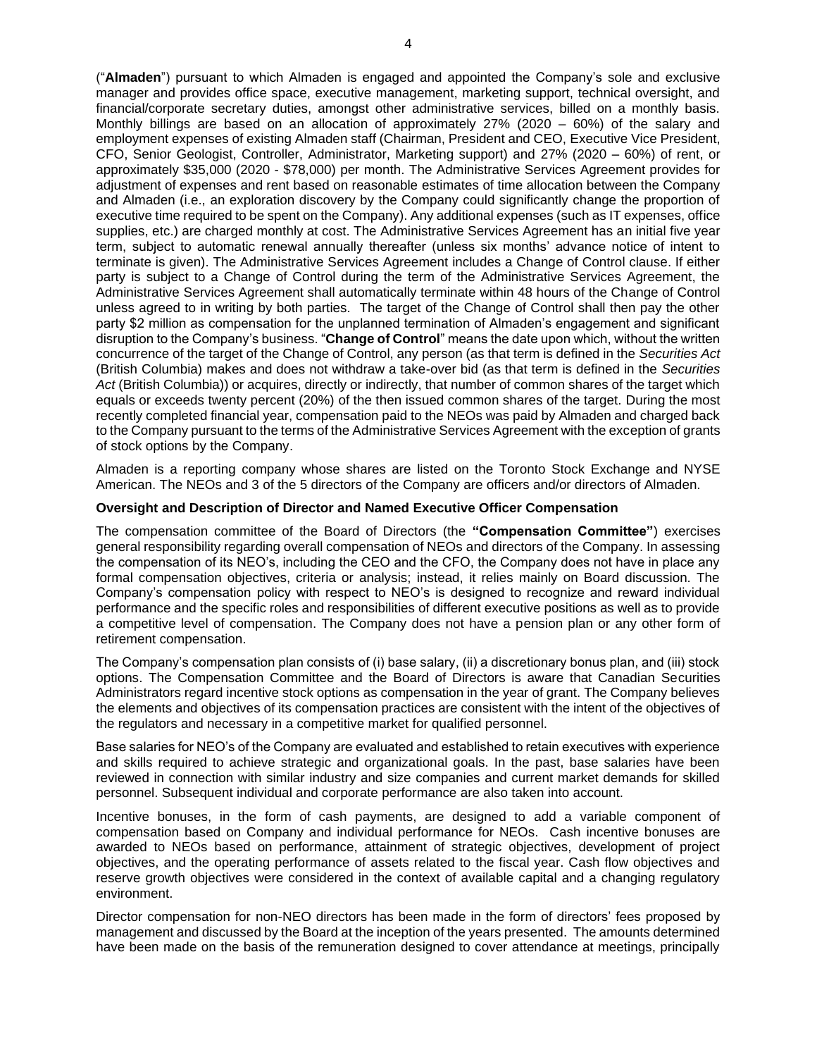("**Almaden**") pursuant to which Almaden is engaged and appointed the Company's sole and exclusive manager and provides office space, executive management, marketing support, technical oversight, and financial/corporate secretary duties, amongst other administrative services, billed on a monthly basis. Monthly billings are based on an allocation of approximately 27% (2020 – 60%) of the salary and employment expenses of existing Almaden staff (Chairman, President and CEO, Executive Vice President, CFO, Senior Geologist, Controller, Administrator, Marketing support) and 27% (2020 – 60%) of rent, or approximately $35,000 (2020 - $78,000) per month. The Administrative Services Agreement provides for adjustment of expenses and rent based on reasonable estimates of time allocation between the Company and Almaden (i.e., an exploration discovery by the Company could significantly change the proportion of executive time required to be spent on the Company). Any additional expenses (such as IT expenses, office supplies, etc.) are charged monthly at cost. The Administrative Services Agreement has an initial five year term, subject to automatic renewal annually thereafter (unless six months' advance notice of intent to terminate is given). The Administrative Services Agreement includes a Change of Control clause. If either party is subject to a Change of Control during the term of the Administrative Services Agreement, the Administrative Services Agreement shall automatically terminate within 48 hours of the Change of Control unless agreed to in writing by both parties. The target of the Change of Control shall then pay the other party $2 million as compensation for the unplanned termination of Almaden's engagement and significant disruption to the Company's business. "**Change of Control**" means the date upon which, without the written concurrence of the target of the Change of Control, any person (as that term is defined in the *Securities Act* (British Columbia) makes and does not withdraw a take-over bid (as that term is defined in the *Securities Act* (British Columbia)) or acquires, directly or indirectly, that number of common shares of the target which equals or exceeds twenty percent (20%) of the then issued common shares of the target. During the most recently completed financial year, compensation paid to the NEOs was paid by Almaden and charged back to the Company pursuant to the terms of the Administrative Services Agreement with the exception of grants of stock options by the Company.

Almaden is a reporting company whose shares are listed on the Toronto Stock Exchange and NYSE American. The NEOs and 3 of the 5 directors of the Company are officers and/or directors of Almaden.

**Oversight and Description of Director and Named Executive Officer Compensation**

The compensation committee of the Board of Directors (the **"Compensation Committee"**) exercises general responsibility regarding overall compensation of NEOs and directors of the Company. In assessing the compensation of its NEO's, including the CEO and the CFO, the Company does not have in place any formal compensation objectives, criteria or analysis; instead, it relies mainly on Board discussion. The Company's compensation policy with respect to NEO's is designed to recognize and reward individual performance and the specific roles and responsibilities of different executive positions as well as to provide a competitive level of compensation. The Company does not have a pension plan or any other form of retirement compensation.

The Company's compensation plan consists of (i) base salary, (ii) a discretionary bonus plan, and (iii) stock options. The Compensation Committee and the Board of Directors is aware that Canadian Securities Administrators regard incentive stock options as compensation in the year of grant. The Company believes the elements and objectives of its compensation practices are consistent with the intent of the objectives of the regulators and necessary in a competitive market for qualified personnel.

Base salaries for NEO's of the Company are evaluated and established to retain executives with experience and skills required to achieve strategic and organizational goals. In the past, base salaries have been reviewed in connection with similar industry and size companies and current market demands for skilled personnel. Subsequent individual and corporate performance are also taken into account.

Incentive bonuses, in the form of cash payments, are designed to add a variable component of compensation based on Company and individual performance for NEOs. Cash incentive bonuses are awarded to NEOs based on performance, attainment of strategic objectives, development of project objectives, and the operating performance of assets related to the fiscal year. Cash flow objectives and reserve growth objectives were considered in the context of available capital and a changing regulatory environment.

Director compensation for non-NEO directors has been made in the form of directors' fees proposed by management and discussed by the Board at the inception of the years presented. The amounts determined have been made on the basis of the remuneration designed to cover attendance at meetings, principally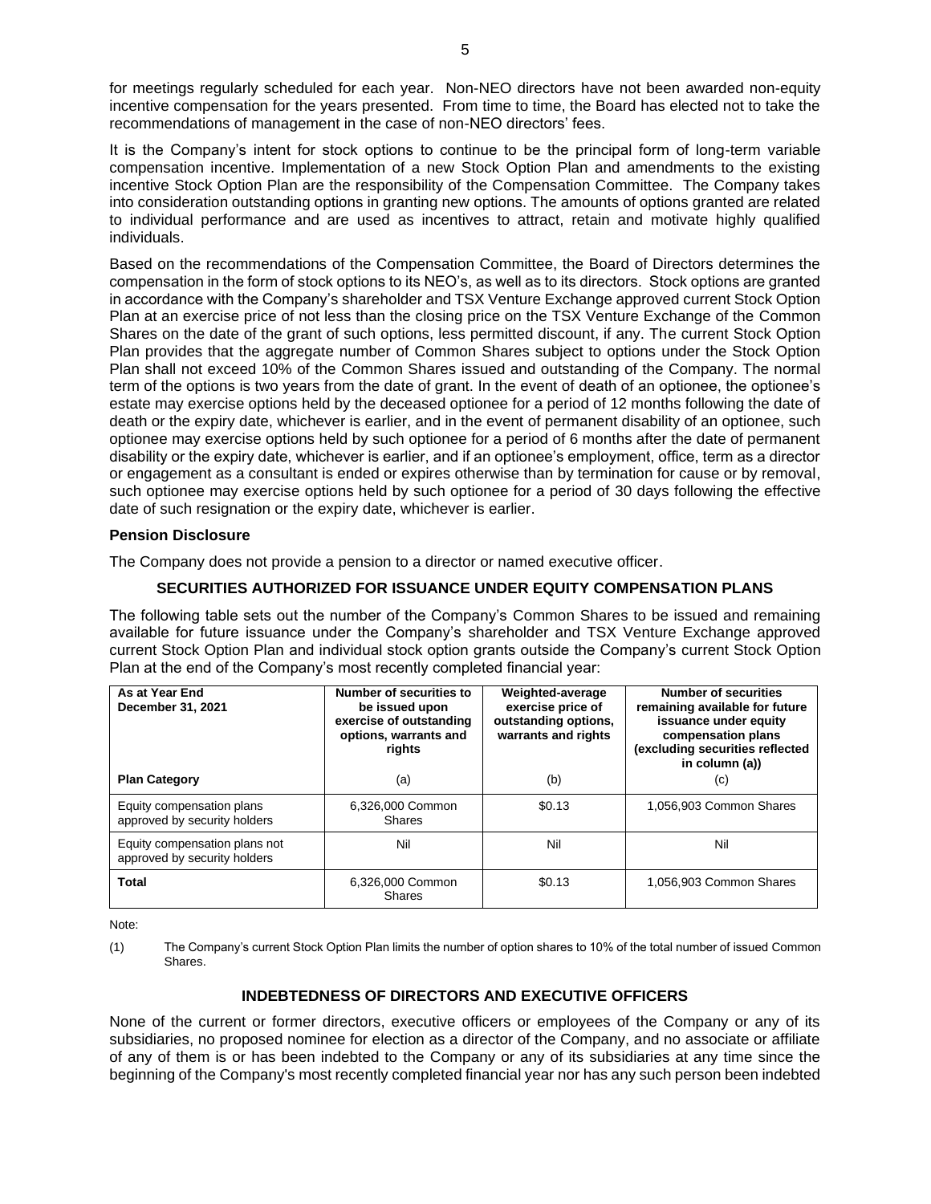for meetings regularly scheduled for each year. Non-NEO directors have not been awarded non-equity incentive compensation for the years presented. From time to time, the Board has elected not to take the recommendations of management in the case of non-NEO directors' fees.

It is the Company's intent for stock options to continue to be the principal form of long-term variable compensation incentive. Implementation of a new Stock Option Plan and amendments to the existing incentive Stock Option Plan are the responsibility of the Compensation Committee. The Company takes into consideration outstanding options in granting new options. The amounts of options granted are related to individual performance and are used as incentives to attract, retain and motivate highly qualified individuals.

Based on the recommendations of the Compensation Committee, the Board of Directors determines the compensation in the form of stock options to its NEO's, as well as to its directors. Stock options are granted in accordance with the Company's shareholder and TSX Venture Exchange approved current Stock Option Plan at an exercise price of not less than the closing price on the TSX Venture Exchange of the Common Shares on the date of the grant of such options, less permitted discount, if any. The current Stock Option Plan provides that the aggregate number of Common Shares subject to options under the Stock Option Plan shall not exceed 10% of the Common Shares issued and outstanding of the Company. The normal term of the options is two years from the date of grant. In the event of death of an optionee, the optionee's estate may exercise options held by the deceased optionee for a period of 12 months following the date of death or the expiry date, whichever is earlier, and in the event of permanent disability of an optionee, such optionee may exercise options held by such optionee for a period of 6 months after the date of permanent disability or the expiry date, whichever is earlier, and if an optionee's employment, office, term as a director or engagement as a consultant is ended or expires otherwise than by termination for cause or by removal, such optionee may exercise options held by such optionee for a period of 30 days following the effective date of such resignation or the expiry date, whichever is earlier.

### Pension Disclosure

The Company does not provide a pension to a director or named executive officer.

## SECURITIES AUTHORIZED FOR ISSUANCE UNDER EQUITY COMPENSATION PLANS

The following table sets out the number of the Company's Common Shares to be issued and remaining available for future issuance under the Company's shareholder and TSX Venture Exchange approved current Stock Option Plan and individual stock option grants outside the Company's current Stock Option Plan at the end of the Company's most recently completed financial year:

| As at Year End December 31, 2021 | Number of securities to be issued upon exercise of outstanding options, warrants and rights | Weighted-average exercise price of outstanding options, warrants and rights | Number of securities remaining available for future issuance under equity compensation plans (excluding securities reflected in column (a)) |
|---|---|---|---|
| **Plan Category** | (a) | (b) | (c) |
| Equity compensation plans approved by security holders | 6,326,000 Common Shares | $0.13 | 1,056,903 Common Shares |
| Equity compensation plans not approved by security holders | Nil | Nil | Nil |
| **Total** | 6,326,000 Common Shares | $0.13 | 1,056,903 Common Shares |

Note:

(1) The Company's current Stock Option Plan limits the number of option shares to 10% of the total number of issued Common Shares.

## INDEBTEDNESS OF DIRECTORS AND EXECUTIVE OFFICERS

None of the current or former directors, executive officers or employees of the Company or any of its subsidiaries, no proposed nominee for election as a director of the Company, and no associate or affiliate of any of them is or has been indebted to the Company or any of its subsidiaries at any time since the beginning of the Company's most recently completed financial year nor has any such person been indebted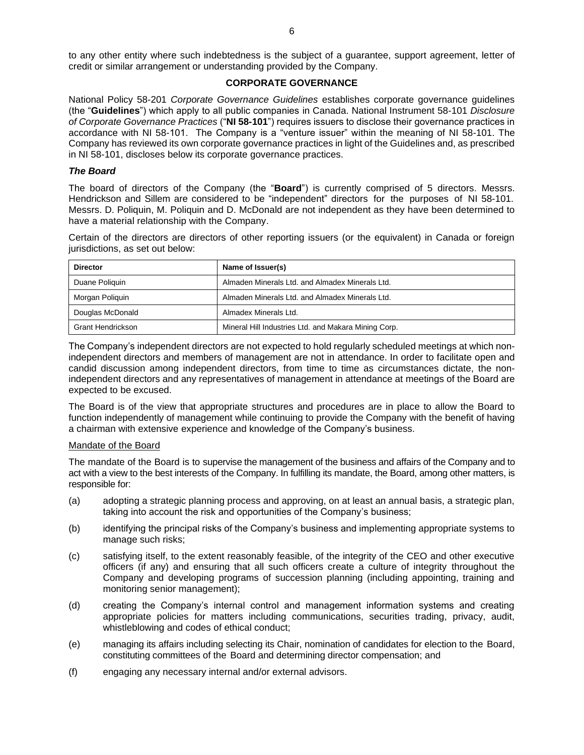to any other entity where such indebtedness is the subject of a guarantee, support agreement, letter of credit or similar arrangement or understanding provided by the Company.

## CORPORATE GOVERNANCE

National Policy 58-201 *Corporate Governance Guidelines* establishes corporate governance guidelines (the "**Guidelines**") which apply to all public companies in Canada. National Instrument 58-101 *Disclosure of Corporate Governance Practices* ("**NI 58-101**") requires issuers to disclose their governance practices in accordance with NI 58-101. The Company is a "venture issuer" within the meaning of NI 58-101. The Company has reviewed its own corporate governance practices in light of the Guidelines and, as prescribed in NI 58-101, discloses below its corporate governance practices.

### *The Board*

The board of directors of the Company (the "**Board**") is currently comprised of 5 directors. Messrs. Hendrickson and Sillem are considered to be "independent" directors for the purposes of NI 58-101. Messrs. D. Poliquin, M. Poliquin and D. McDonald are not independent as they have been determined to have a material relationship with the Company.

Certain of the directors are directors of other reporting issuers (or the equivalent) in Canada or foreign jurisdictions, as set out below:

| Director | Name of Issuer(s) |
|---|---|
| Duane Poliquin | Almaden Minerals Ltd. and Almadex Minerals Ltd. |
| Morgan Poliquin | Almaden Minerals Ltd. and Almadex Minerals Ltd. |
| Douglas McDonald | Almadex Minerals Ltd. |
| Grant Hendrickson | Mineral Hill Industries Ltd. and Makara Mining Corp. |

The Company's independent directors are not expected to hold regularly scheduled meetings at which non-independent directors and members of management are not in attendance. In order to facilitate open and candid discussion among independent directors, from time to time as circumstances dictate, the non-independent directors and any representatives of management in attendance at meetings of the Board are expected to be excused.

The Board is of the view that appropriate structures and procedures are in place to allow the Board to function independently of management while continuing to provide the Company with the benefit of having a chairman with extensive experience and knowledge of the Company's business.

Mandate of the Board

The mandate of the Board is to supervise the management of the business and affairs of the Company and to act with a view to the best interests of the Company. In fulfilling its mandate, the Board, among other matters, is responsible for:

(a) adopting a strategic planning process and approving, on at least an annual basis, a strategic plan, taking into account the risk and opportunities of the Company's business;

(b) identifying the principal risks of the Company's business and implementing appropriate systems to manage such risks;

(c) satisfying itself, to the extent reasonably feasible, of the integrity of the CEO and other executive officers (if any) and ensuring that all such officers create a culture of integrity throughout the Company and developing programs of succession planning (including appointing, training and monitoring senior management);

(d) creating the Company's internal control and management information systems and creating appropriate policies for matters including communications, securities trading, privacy, audit, whistleblowing and codes of ethical conduct;

(e) managing its affairs including selecting its Chair, nomination of candidates for election to the Board, constituting committees of the Board and determining director compensation; and

(f) engaging any necessary internal and/or external advisors.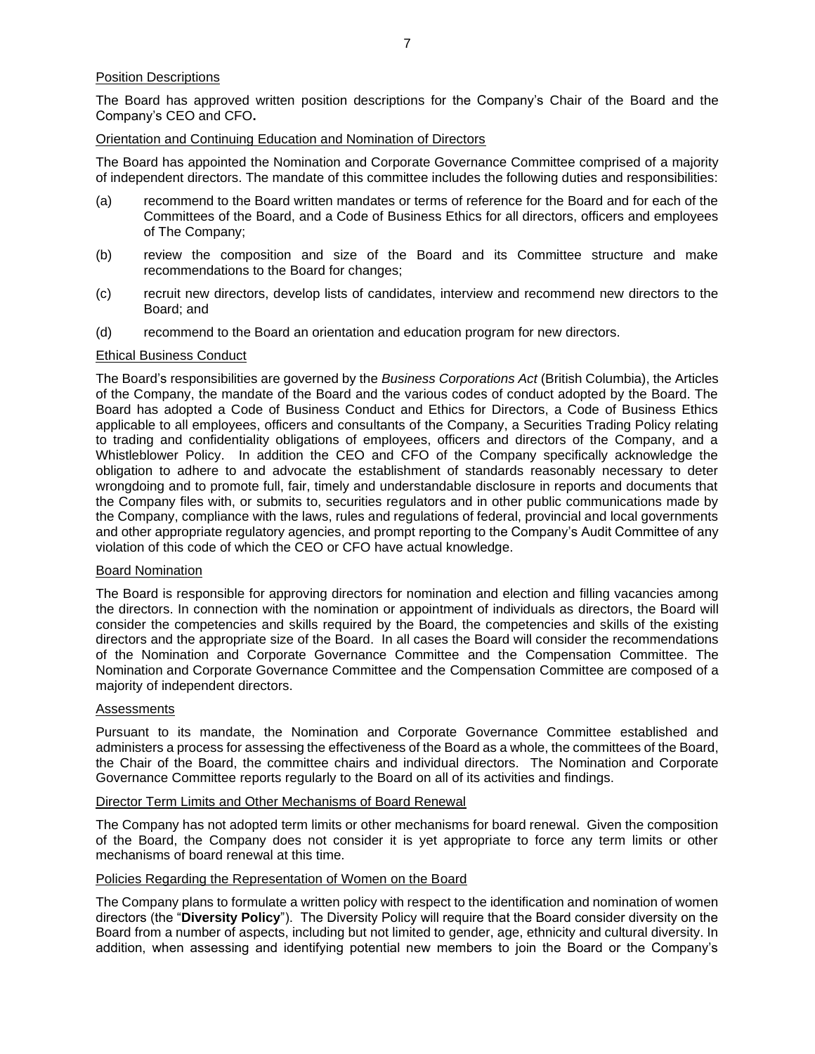#### Position Descriptions

The Board has approved written position descriptions for the Company's Chair of the Board and the Company's CEO and CFO**.**

#### Orientation and Continuing Education and Nomination of Directors

The Board has appointed the Nomination and Corporate Governance Committee comprised of a majority of independent directors. The mandate of this committee includes the following duties and responsibilities:

(a) recommend to the Board written mandates or terms of reference for the Board and for each of the Committees of the Board, and a Code of Business Ethics for all directors, officers and employees of The Company;

(b) review the composition and size of the Board and its Committee structure and make recommendations to the Board for changes;

(c) recruit new directors, develop lists of candidates, interview and recommend new directors to the Board; and

(d) recommend to the Board an orientation and education program for new directors.

#### Ethical Business Conduct

The Board's responsibilities are governed by the *Business Corporations Act* (British Columbia), the Articles of the Company, the mandate of the Board and the various codes of conduct adopted by the Board. The Board has adopted a Code of Business Conduct and Ethics for Directors, a Code of Business Ethics applicable to all employees, officers and consultants of the Company, a Securities Trading Policy relating to trading and confidentiality obligations of employees, officers and directors of the Company, and a Whistleblower Policy. In addition the CEO and CFO of the Company specifically acknowledge the obligation to adhere to and advocate the establishment of standards reasonably necessary to deter wrongdoing and to promote full, fair, timely and understandable disclosure in reports and documents that the Company files with, or submits to, securities regulators and in other public communications made by the Company, compliance with the laws, rules and regulations of federal, provincial and local governments and other appropriate regulatory agencies, and prompt reporting to the Company's Audit Committee of any violation of this code of which the CEO or CFO have actual knowledge.

#### Board Nomination

The Board is responsible for approving directors for nomination and election and filling vacancies among the directors. In connection with the nomination or appointment of individuals as directors, the Board will consider the competencies and skills required by the Board, the competencies and skills of the existing directors and the appropriate size of the Board. In all cases the Board will consider the recommendations of the Nomination and Corporate Governance Committee and the Compensation Committee. The Nomination and Corporate Governance Committee and the Compensation Committee are composed of a majority of independent directors.

#### Assessments

Pursuant to its mandate, the Nomination and Corporate Governance Committee established and administers a process for assessing the effectiveness of the Board as a whole, the committees of the Board, the Chair of the Board, the committee chairs and individual directors. The Nomination and Corporate Governance Committee reports regularly to the Board on all of its activities and findings.

#### Director Term Limits and Other Mechanisms of Board Renewal

The Company has not adopted term limits or other mechanisms for board renewal. Given the composition of the Board, the Company does not consider it is yet appropriate to force any term limits or other mechanisms of board renewal at this time.

#### Policies Regarding the Representation of Women on the Board

The Company plans to formulate a written policy with respect to the identification and nomination of women directors (the "**Diversity Policy**"). The Diversity Policy will require that the Board consider diversity on the Board from a number of aspects, including but not limited to gender, age, ethnicity and cultural diversity. In addition, when assessing and identifying potential new members to join the Board or the Company's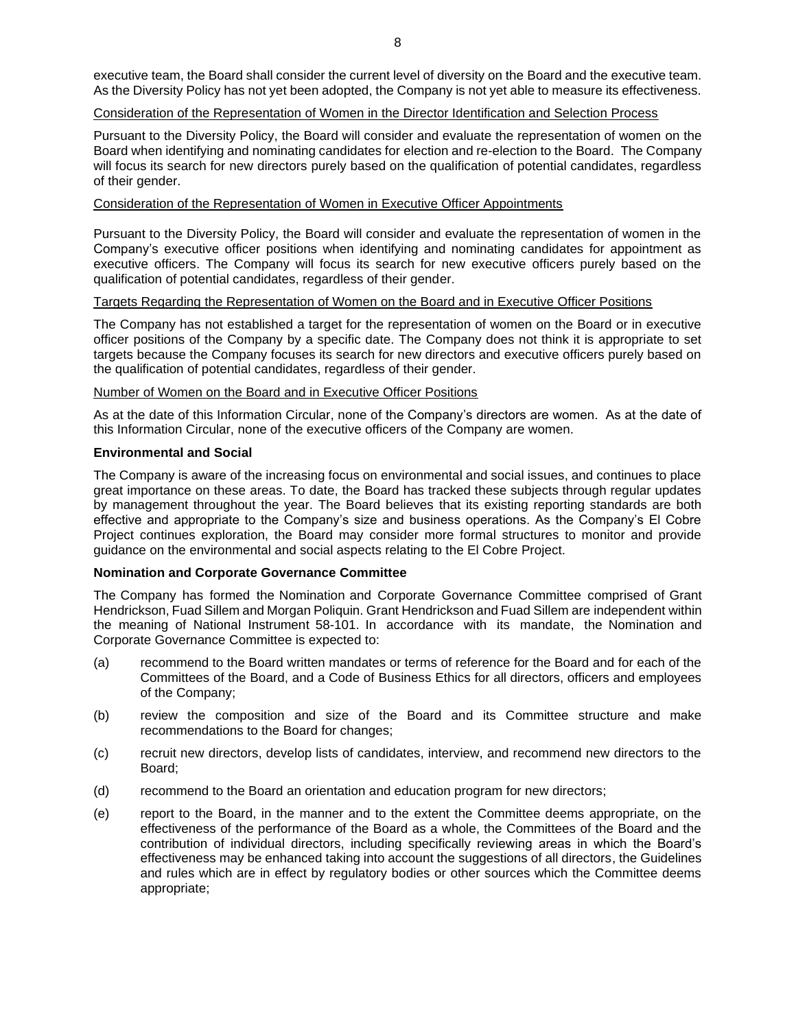executive team, the Board shall consider the current level of diversity on the Board and the executive team. As the Diversity Policy has not yet been adopted, the Company is not yet able to measure its effectiveness.

Consideration of the Representation of Women in the Director Identification and Selection Process

Pursuant to the Diversity Policy, the Board will consider and evaluate the representation of women on the Board when identifying and nominating candidates for election and re-election to the Board. The Company will focus its search for new directors purely based on the qualification of potential candidates, regardless of their gender.

Consideration of the Representation of Women in Executive Officer Appointments

Pursuant to the Diversity Policy, the Board will consider and evaluate the representation of women in the Company's executive officer positions when identifying and nominating candidates for appointment as executive officers. The Company will focus its search for new executive officers purely based on the qualification of potential candidates, regardless of their gender.

Targets Regarding the Representation of Women on the Board and in Executive Officer Positions

The Company has not established a target for the representation of women on the Board or in executive officer positions of the Company by a specific date. The Company does not think it is appropriate to set targets because the Company focuses its search for new directors and executive officers purely based on the qualification of potential candidates, regardless of their gender.

Number of Women on the Board and in Executive Officer Positions

As at the date of this Information Circular, none of the Company's directors are women. As at the date of this Information Circular, none of the executive officers of the Company are women.

**Environmental and Social**

The Company is aware of the increasing focus on environmental and social issues, and continues to place great importance on these areas. To date, the Board has tracked these subjects through regular updates by management throughout the year. The Board believes that its existing reporting standards are both effective and appropriate to the Company's size and business operations. As the Company's El Cobre Project continues exploration, the Board may consider more formal structures to monitor and provide guidance on the environmental and social aspects relating to the El Cobre Project.

**Nomination and Corporate Governance Committee**

The Company has formed the Nomination and Corporate Governance Committee comprised of Grant Hendrickson, Fuad Sillem and Morgan Poliquin. Grant Hendrickson and Fuad Sillem are independent within the meaning of National Instrument 58-101. In accordance with its mandate, the Nomination and Corporate Governance Committee is expected to:

(a) recommend to the Board written mandates or terms of reference for the Board and for each of the Committees of the Board, and a Code of Business Ethics for all directors, officers and employees of the Company;

(b) review the composition and size of the Board and its Committee structure and make recommendations to the Board for changes;

(c) recruit new directors, develop lists of candidates, interview, and recommend new directors to the Board;

(d) recommend to the Board an orientation and education program for new directors;

(e) report to the Board, in the manner and to the extent the Committee deems appropriate, on the effectiveness of the performance of the Board as a whole, the Committees of the Board and the contribution of individual directors, including specifically reviewing areas in which the Board's effectiveness may be enhanced taking into account the suggestions of all directors, the Guidelines and rules which are in effect by regulatory bodies or other sources which the Committee deems appropriate;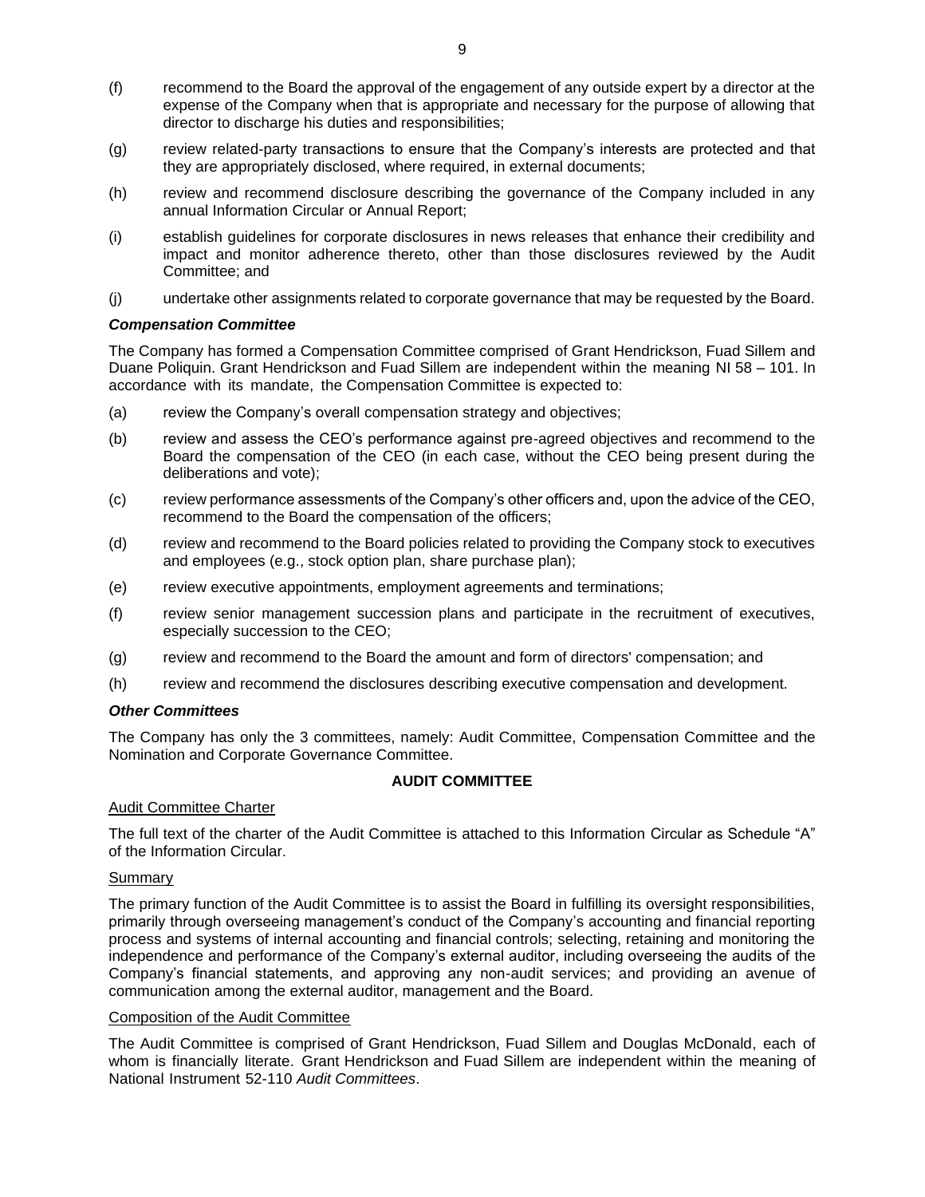(f) recommend to the Board the approval of the engagement of any outside expert by a director at the expense of the Company when that is appropriate and necessary for the purpose of allowing that director to discharge his duties and responsibilities;

(g) review related-party transactions to ensure that the Company's interests are protected and that they are appropriately disclosed, where required, in external documents;

(h) review and recommend disclosure describing the governance of the Company included in any annual Information Circular or Annual Report;

(i) establish guidelines for corporate disclosures in news releases that enhance their credibility and impact and monitor adherence thereto, other than those disclosures reviewed by the Audit Committee; and

(j) undertake other assignments related to corporate governance that may be requested by the Board.

***Compensation Committee***

The Company has formed a Compensation Committee comprised of Grant Hendrickson, Fuad Sillem and Duane Poliquin. Grant Hendrickson and Fuad Sillem are independent within the meaning NI 58 – 101. In accordance with its mandate, the Compensation Committee is expected to:

(a) review the Company's overall compensation strategy and objectives;

(b) review and assess the CEO's performance against pre-agreed objectives and recommend to the Board the compensation of the CEO (in each case, without the CEO being present during the deliberations and vote);

(c) review performance assessments of the Company's other officers and, upon the advice of the CEO, recommend to the Board the compensation of the officers;

(d) review and recommend to the Board policies related to providing the Company stock to executives and employees (e.g., stock option plan, share purchase plan);

(e) review executive appointments, employment agreements and terminations;

(f) review senior management succession plans and participate in the recruitment of executives, especially succession to the CEO;

(g) review and recommend to the Board the amount and form of directors' compensation; and

(h) review and recommend the disclosures describing executive compensation and development.

***Other Committees***

The Company has only the 3 committees, namely: Audit Committee, Compensation Committee and the Nomination and Corporate Governance Committee.

## AUDIT COMMITTEE

Audit Committee Charter

The full text of the charter of the Audit Committee is attached to this Information Circular as Schedule "A" of the Information Circular.

Summary

The primary function of the Audit Committee is to assist the Board in fulfilling its oversight responsibilities, primarily through overseeing management's conduct of the Company's accounting and financial reporting process and systems of internal accounting and financial controls; selecting, retaining and monitoring the independence and performance of the Company's external auditor, including overseeing the audits of the Company's financial statements, and approving any non-audit services; and providing an avenue of communication among the external auditor, management and the Board.

Composition of the Audit Committee

The Audit Committee is comprised of Grant Hendrickson, Fuad Sillem and Douglas McDonald, each of whom is financially literate. Grant Hendrickson and Fuad Sillem are independent within the meaning of National Instrument 52-110 *Audit Committees*.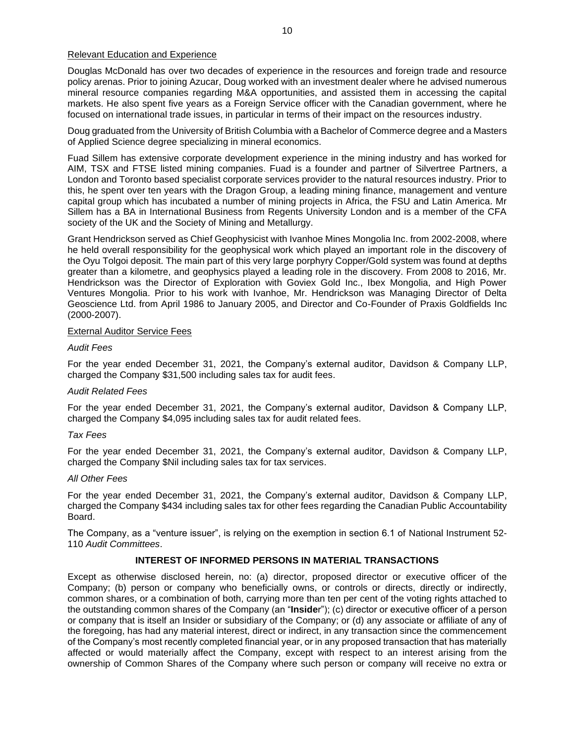Relevant Education and Experience

Douglas McDonald has over two decades of experience in the resources and foreign trade and resource policy arenas. Prior to joining Azucar, Doug worked with an investment dealer where he advised numerous mineral resource companies regarding M&A opportunities, and assisted them in accessing the capital markets. He also spent five years as a Foreign Service officer with the Canadian government, where he focused on international trade issues, in particular in terms of their impact on the resources industry.

Doug graduated from the University of British Columbia with a Bachelor of Commerce degree and a Masters of Applied Science degree specializing in mineral economics.

Fuad Sillem has extensive corporate development experience in the mining industry and has worked for AIM, TSX and FTSE listed mining companies. Fuad is a founder and partner of Silvertree Partners, a London and Toronto based specialist corporate services provider to the natural resources industry. Prior to this, he spent over ten years with the Dragon Group, a leading mining finance, management and venture capital group which has incubated a number of mining projects in Africa, the FSU and Latin America. Mr Sillem has a BA in International Business from Regents University London and is a member of the CFA society of the UK and the Society of Mining and Metallurgy.

Grant Hendrickson served as Chief Geophysicist with Ivanhoe Mines Mongolia Inc. from 2002-2008, where he held overall responsibility for the geophysical work which played an important role in the discovery of the Oyu Tolgoi deposit. The main part of this very large porphyry Copper/Gold system was found at depths greater than a kilometre, and geophysics played a leading role in the discovery. From 2008 to 2016, Mr. Hendrickson was the Director of Exploration with Goviex Gold Inc., Ibex Mongolia, and High Power Ventures Mongolia. Prior to his work with Ivanhoe, Mr. Hendrickson was Managing Director of Delta Geoscience Ltd. from April 1986 to January 2005, and Director and Co-Founder of Praxis Goldfields Inc (2000-2007).

External Auditor Service Fees

*Audit Fees*

For the year ended December 31, 2021, the Company's external auditor, Davidson & Company LLP, charged the Company $31,500 including sales tax for audit fees.

*Audit Related Fees*

For the year ended December 31, 2021, the Company's external auditor, Davidson & Company LLP, charged the Company $4,095 including sales tax for audit related fees.

*Tax Fees*

For the year ended December 31, 2021, the Company's external auditor, Davidson & Company LLP, charged the Company $Nil including sales tax for tax services.

*All Other Fees*

For the year ended December 31, 2021, the Company's external auditor, Davidson & Company LLP, charged the Company $434 including sales tax for other fees regarding the Canadian Public Accountability Board.

The Company, as a "venture issuer", is relying on the exemption in section 6.1 of National Instrument 52-110 *Audit Committees*.

## INTEREST OF INFORMED PERSONS IN MATERIAL TRANSACTIONS

Except as otherwise disclosed herein, no: (a) director, proposed director or executive officer of the Company; (b) person or company who beneficially owns, or controls or directs, directly or indirectly, common shares, or a combination of both, carrying more than ten per cent of the voting rights attached to the outstanding common shares of the Company (an "**Insider**"); (c) director or executive officer of a person or company that is itself an Insider or subsidiary of the Company; or (d) any associate or affiliate of any of the foregoing, has had any material interest, direct or indirect, in any transaction since the commencement of the Company's most recently completed financial year, or in any proposed transaction that has materially affected or would materially affect the Company, except with respect to an interest arising from the ownership of Common Shares of the Company where such person or company will receive no extra or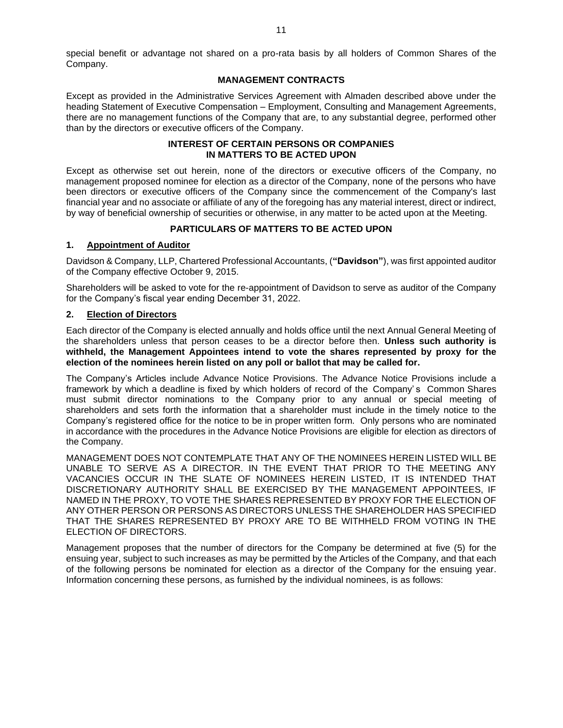special benefit or advantage not shared on a pro-rata basis by all holders of Common Shares of the Company.

## MANAGEMENT CONTRACTS

Except as provided in the Administrative Services Agreement with Almaden described above under the heading Statement of Executive Compensation – Employment, Consulting and Management Agreements, there are no management functions of the Company that are, to any substantial degree, performed other than by the directors or executive officers of the Company.

## INTEREST OF CERTAIN PERSONS OR COMPANIES IN MATTERS TO BE ACTED UPON

Except as otherwise set out herein, none of the directors or executive officers of the Company, no management proposed nominee for election as a director of the Company, none of the persons who have been directors or executive officers of the Company since the commencement of the Company's last financial year and no associate or affiliate of any of the foregoing has any material interest, direct or indirect, by way of beneficial ownership of securities or otherwise, in any matter to be acted upon at the Meeting.

## PARTICULARS OF MATTERS TO BE ACTED UPON

### 1. Appointment of Auditor

Davidson & Company, LLP, Chartered Professional Accountants, (**"Davidson"**), was first appointed auditor of the Company effective October 9, 2015.

Shareholders will be asked to vote for the re-appointment of Davidson to serve as auditor of the Company for the Company's fiscal year ending December 31, 2022.

### 2. Election of Directors

Each director of the Company is elected annually and holds office until the next Annual General Meeting of the shareholders unless that person ceases to be a director before then. **Unless such authority is withheld, the Management Appointees intend to vote the shares represented by proxy for the election of the nominees herein listed on any poll or ballot that may be called for.**

The Company's Articles include Advance Notice Provisions. The Advance Notice Provisions include a framework by which a deadline is fixed by which holders of record of the Company's Common Shares must submit director nominations to the Company prior to any annual or special meeting of shareholders and sets forth the information that a shareholder must include in the timely notice to the Company's registered office for the notice to be in proper written form. Only persons who are nominated in accordance with the procedures in the Advance Notice Provisions are eligible for election as directors of the Company.

MANAGEMENT DOES NOT CONTEMPLATE THAT ANY OF THE NOMINEES HEREIN LISTED WILL BE UNABLE TO SERVE AS A DIRECTOR. IN THE EVENT THAT PRIOR TO THE MEETING ANY VACANCIES OCCUR IN THE SLATE OF NOMINEES HEREIN LISTED, IT IS INTENDED THAT DISCRETIONARY AUTHORITY SHALL BE EXERCISED BY THE MANAGEMENT APPOINTEES, IF NAMED IN THE PROXY, TO VOTE THE SHARES REPRESENTED BY PROXY FOR THE ELECTION OF ANY OTHER PERSON OR PERSONS AS DIRECTORS UNLESS THE SHAREHOLDER HAS SPECIFIED THAT THE SHARES REPRESENTED BY PROXY ARE TO BE WITHHELD FROM VOTING IN THE ELECTION OF DIRECTORS.

Management proposes that the number of directors for the Company be determined at five (5) for the ensuing year, subject to such increases as may be permitted by the Articles of the Company, and that each of the following persons be nominated for election as a director of the Company for the ensuing year. Information concerning these persons, as furnished by the individual nominees, is as follows: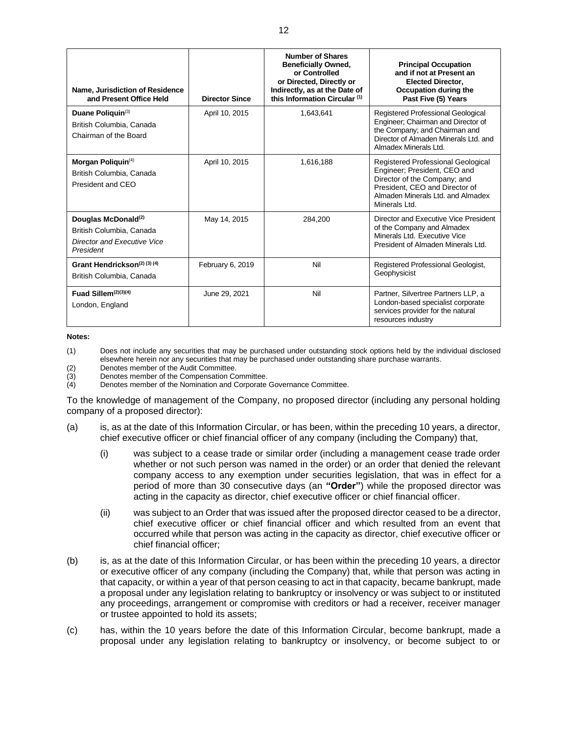| Name, Jurisdiction of Residence and Present Office Held | Director Since | Number of Shares Beneficially Owned, or Controlled or Directed, Directly or Indirectly, as at the Date of this Information Circular [(1)] | Principal Occupation and if not at Present an Elected Director, Occupation during the Past Five (5) Years |
|---|---|---|---|
| **Duane Poliquin**[(3)]<br>British Columbia, Canada<br>Chairman of the Board | April 10, 2015 | 1,643,641 | Registered Professional Geological Engineer; Chairman and Director of the Company; and Chairman and Director of Almaden Minerals Ltd. and Almadex Minerals Ltd. |
| **Morgan Poliquin**[(4)]<br>British Columbia, Canada<br>President and CEO | April 10, 2015 | 1,616,188 | Registered Professional Geological Engineer; President, CEO and Director of the Company; and President, CEO and Director of Almaden Minerals Ltd. and Almadex Minerals Ltd. |
| **Douglas McDonald**[(2)]<br>British Columbia, Canada<br>*Director and Executive Vice President* | May 14, 2015 | 284,200 | Director and Executive Vice President of the Company and Almadex Minerals Ltd. Executive Vice President of Almaden Minerals Ltd. |
| **Grant Hendrickson**[(2) (3) (4)]<br>British Columbia, Canada | February 6, 2019 | Nil | Registered Professional Geologist, Geophysicist |
| **Fuad Sillem**[(2)(3)(4)]<br>London, England | June 29, 2021 | Nil | Partner, Silvertree Partners LLP, a London-based specialist corporate services provider for the natural resources industry |

**Notes:**

(1) Does not include any securities that may be purchased under outstanding stock options held by the individual disclosed elsewhere herein nor any securities that may be purchased under outstanding share purchase warrants.
(2) Denotes member of the Audit Committee.
(3) Denotes member of the Compensation Committee.
(4) Denotes member of the Nomination and Corporate Governance Committee.

To the knowledge of management of the Company, no proposed director (including any personal holding company of a proposed director):

(a) is, as at the date of this Information Circular, or has been, within the preceding 10 years, a director, chief executive officer or chief financial officer of any company (including the Company) that,

  (i) was subject to a cease trade or similar order (including a management cease trade order whether or not such person was named in the order) or an order that denied the relevant company access to any exemption under securities legislation, that was in effect for a period of more than 30 consecutive days (an **"Order"**) while the proposed director was acting in the capacity as director, chief executive officer or chief financial officer.

  (ii) was subject to an Order that was issued after the proposed director ceased to be a director, chief executive officer or chief financial officer and which resulted from an event that occurred while that person was acting in the capacity as director, chief executive officer or chief financial officer;

(b) is, as at the date of this Information Circular, or has been within the preceding 10 years, a director or executive officer of any company (including the Company) that, while that person was acting in that capacity, or within a year of that person ceasing to act in that capacity, became bankrupt, made a proposal under any legislation relating to bankruptcy or insolvency or was subject to or instituted any proceedings, arrangement or compromise with creditors or had a receiver, receiver manager or trustee appointed to hold its assets;

(c) has, within the 10 years before the date of this Information Circular, become bankrupt, made a proposal under any legislation relating to bankruptcy or insolvency, or become subject to or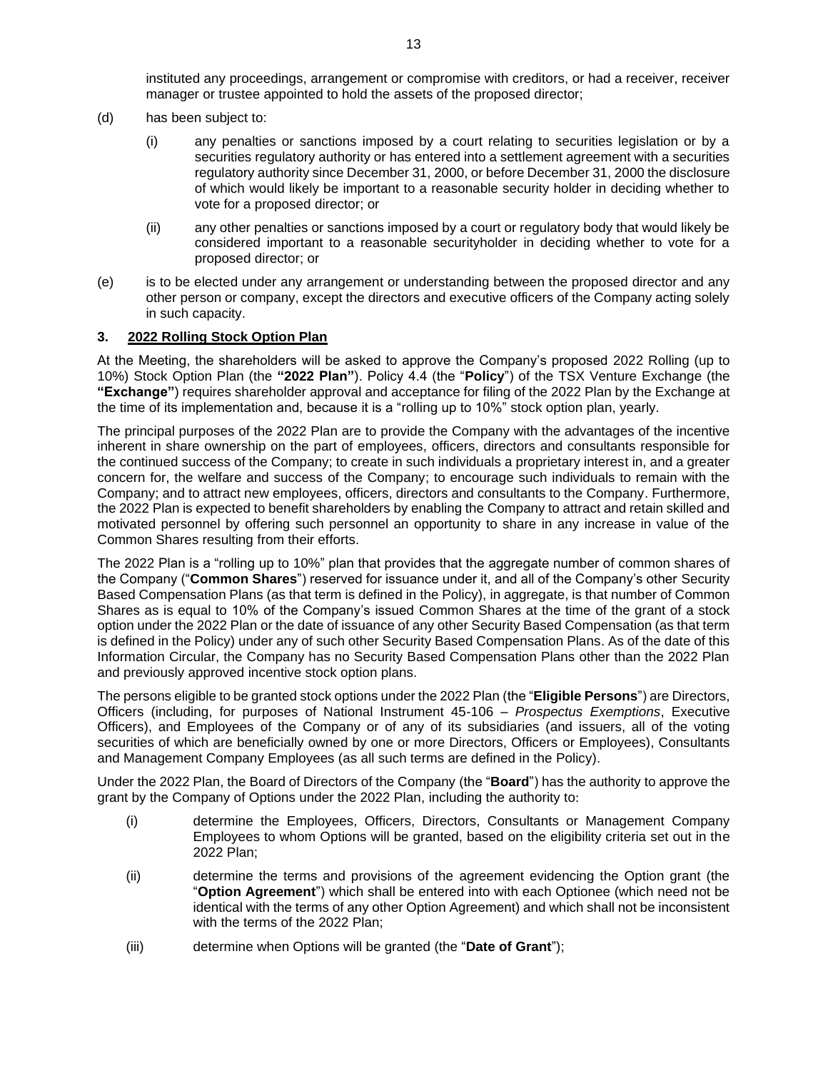instituted any proceedings, arrangement or compromise with creditors, or had a receiver, receiver manager or trustee appointed to hold the assets of the proposed director;

(d) has been subject to:

(i) any penalties or sanctions imposed by a court relating to securities legislation or by a securities regulatory authority or has entered into a settlement agreement with a securities regulatory authority since December 31, 2000, or before December 31, 2000 the disclosure of which would likely be important to a reasonable security holder in deciding whether to vote for a proposed director; or

(ii) any other penalties or sanctions imposed by a court or regulatory body that would likely be considered important to a reasonable securityholder in deciding whether to vote for a proposed director; or

(e) is to be elected under any arrangement or understanding between the proposed director and any other person or company, except the directors and executive officers of the Company acting solely in such capacity.

## 3. 2022 Rolling Stock Option Plan

At the Meeting, the shareholders will be asked to approve the Company's proposed 2022 Rolling (up to 10%) Stock Option Plan (the **"2022 Plan"**). Policy 4.4 (the "**Policy**") of the TSX Venture Exchange (the **"Exchange"**) requires shareholder approval and acceptance for filing of the 2022 Plan by the Exchange at the time of its implementation and, because it is a "rolling up to 10%" stock option plan, yearly.

The principal purposes of the 2022 Plan are to provide the Company with the advantages of the incentive inherent in share ownership on the part of employees, officers, directors and consultants responsible for the continued success of the Company; to create in such individuals a proprietary interest in, and a greater concern for, the welfare and success of the Company; to encourage such individuals to remain with the Company; and to attract new employees, officers, directors and consultants to the Company. Furthermore, the 2022 Plan is expected to benefit shareholders by enabling the Company to attract and retain skilled and motivated personnel by offering such personnel an opportunity to share in any increase in value of the Common Shares resulting from their efforts.

The 2022 Plan is a "rolling up to 10%" plan that provides that the aggregate number of common shares of the Company ("**Common Shares**") reserved for issuance under it, and all of the Company's other Security Based Compensation Plans (as that term is defined in the Policy), in aggregate, is that number of Common Shares as is equal to 10% of the Company's issued Common Shares at the time of the grant of a stock option under the 2022 Plan or the date of issuance of any other Security Based Compensation (as that term is defined in the Policy) under any of such other Security Based Compensation Plans. As of the date of this Information Circular, the Company has no Security Based Compensation Plans other than the 2022 Plan and previously approved incentive stock option plans.

The persons eligible to be granted stock options under the 2022 Plan (the "**Eligible Persons**") are Directors, Officers (including, for purposes of National Instrument 45-106 – *Prospectus Exemptions*, Executive Officers), and Employees of the Company or of any of its subsidiaries (and issuers, all of the voting securities of which are beneficially owned by one or more Directors, Officers or Employees), Consultants and Management Company Employees (as all such terms are defined in the Policy).

Under the 2022 Plan, the Board of Directors of the Company (the "**Board**") has the authority to approve the grant by the Company of Options under the 2022 Plan, including the authority to:

(i) determine the Employees, Officers, Directors, Consultants or Management Company Employees to whom Options will be granted, based on the eligibility criteria set out in the 2022 Plan;

(ii) determine the terms and provisions of the agreement evidencing the Option grant (the "**Option Agreement**") which shall be entered into with each Optionee (which need not be identical with the terms of any other Option Agreement) and which shall not be inconsistent with the terms of the 2022 Plan;

(iii) determine when Options will be granted (the "**Date of Grant**");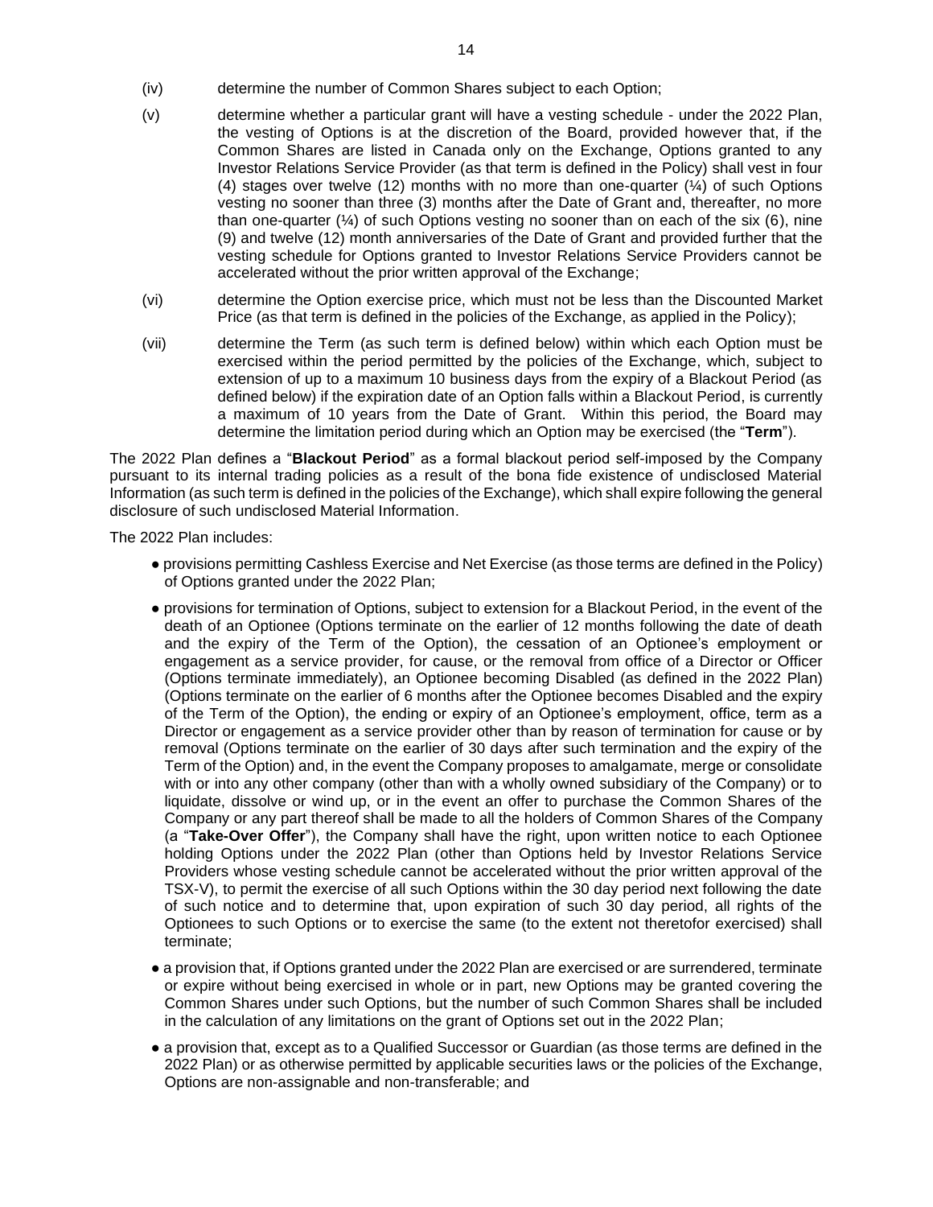(iv) determine the number of Common Shares subject to each Option;

(v) determine whether a particular grant will have a vesting schedule - under the 2022 Plan, the vesting of Options is at the discretion of the Board, provided however that, if the Common Shares are listed in Canada only on the Exchange, Options granted to any Investor Relations Service Provider (as that term is defined in the Policy) shall vest in four (4) stages over twelve (12) months with no more than one-quarter (¼) of such Options vesting no sooner than three (3) months after the Date of Grant and, thereafter, no more than one-quarter (¼) of such Options vesting no sooner than on each of the six (6), nine (9) and twelve (12) month anniversaries of the Date of Grant and provided further that the vesting schedule for Options granted to Investor Relations Service Providers cannot be accelerated without the prior written approval of the Exchange;

(vi) determine the Option exercise price, which must not be less than the Discounted Market Price (as that term is defined in the policies of the Exchange, as applied in the Policy);

(vii) determine the Term (as such term is defined below) within which each Option must be exercised within the period permitted by the policies of the Exchange, which, subject to extension of up to a maximum 10 business days from the expiry of a Blackout Period (as defined below) if the expiration date of an Option falls within a Blackout Period, is currently a maximum of 10 years from the Date of Grant. Within this period, the Board may determine the limitation period during which an Option may be exercised (the "**Term**").

The 2022 Plan defines a "**Blackout Period**" as a formal blackout period self-imposed by the Company pursuant to its internal trading policies as a result of the bona fide existence of undisclosed Material Information (as such term is defined in the policies of the Exchange), which shall expire following the general disclosure of such undisclosed Material Information.

The 2022 Plan includes:

- provisions permitting Cashless Exercise and Net Exercise (as those terms are defined in the Policy) of Options granted under the 2022 Plan;
- provisions for termination of Options, subject to extension for a Blackout Period, in the event of the death of an Optionee (Options terminate on the earlier of 12 months following the date of death and the expiry of the Term of the Option), the cessation of an Optionee's employment or engagement as a service provider, for cause, or the removal from office of a Director or Officer (Options terminate immediately), an Optionee becoming Disabled (as defined in the 2022 Plan) (Options terminate on the earlier of 6 months after the Optionee becomes Disabled and the expiry of the Term of the Option), the ending or expiry of an Optionee's employment, office, term as a Director or engagement as a service provider other than by reason of termination for cause or by removal (Options terminate on the earlier of 30 days after such termination and the expiry of the Term of the Option) and, in the event the Company proposes to amalgamate, merge or consolidate with or into any other company (other than with a wholly owned subsidiary of the Company) or to liquidate, dissolve or wind up, or in the event an offer to purchase the Common Shares of the Company or any part thereof shall be made to all the holders of Common Shares of the Company (a "**Take-Over Offer**"), the Company shall have the right, upon written notice to each Optionee holding Options under the 2022 Plan (other than Options held by Investor Relations Service Providers whose vesting schedule cannot be accelerated without the prior written approval of the TSX-V), to permit the exercise of all such Options within the 30 day period next following the date of such notice and to determine that, upon expiration of such 30 day period, all rights of the Optionees to such Options or to exercise the same (to the extent not theretofor exercised) shall terminate;
- a provision that, if Options granted under the 2022 Plan are exercised or are surrendered, terminate or expire without being exercised in whole or in part, new Options may be granted covering the Common Shares under such Options, but the number of such Common Shares shall be included in the calculation of any limitations on the grant of Options set out in the 2022 Plan;
- a provision that, except as to a Qualified Successor or Guardian (as those terms are defined in the 2022 Plan) or as otherwise permitted by applicable securities laws or the policies of the Exchange, Options are non-assignable and non-transferable; and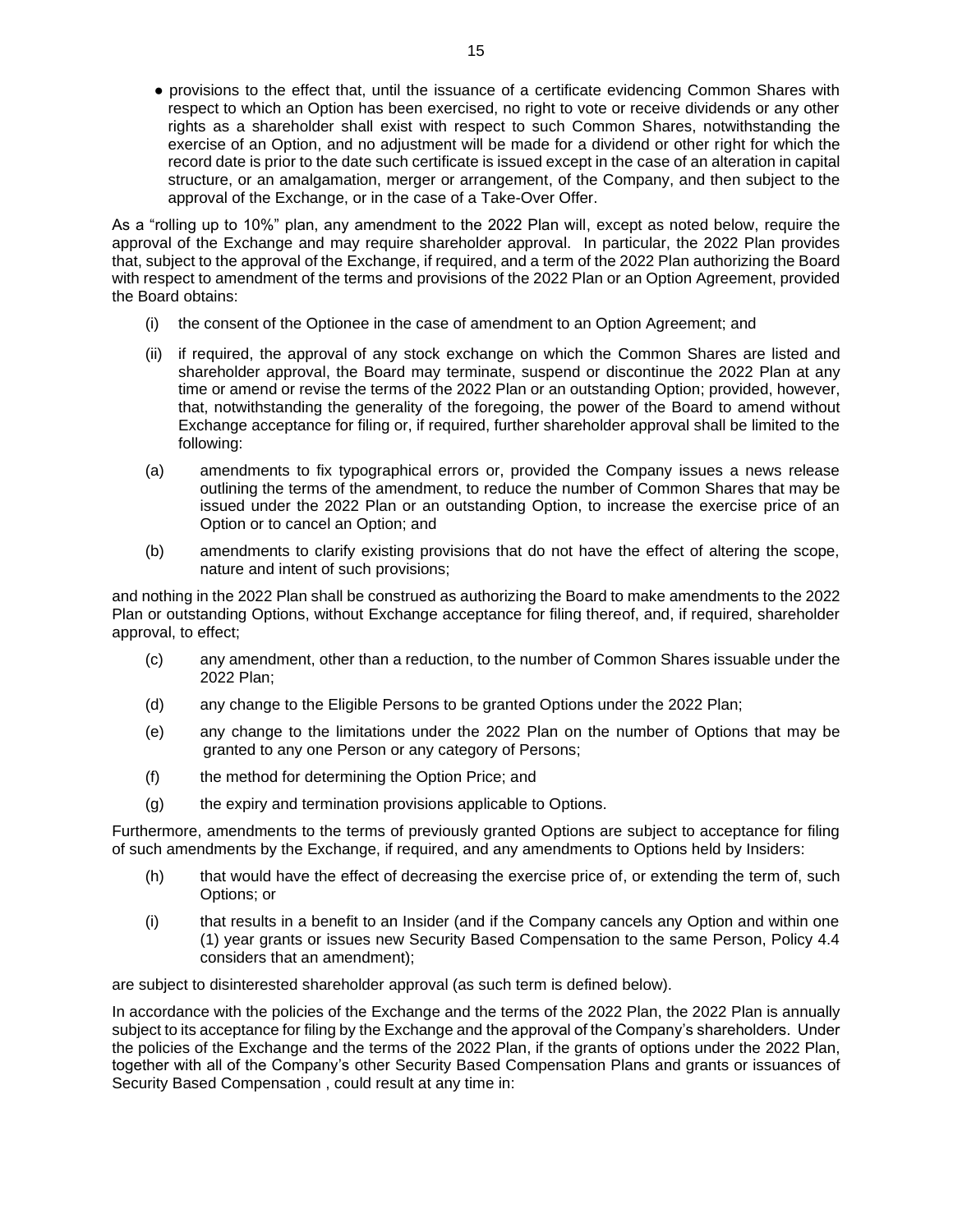- provisions to the effect that, until the issuance of a certificate evidencing Common Shares with respect to which an Option has been exercised, no right to vote or receive dividends or any other rights as a shareholder shall exist with respect to such Common Shares, notwithstanding the exercise of an Option, and no adjustment will be made for a dividend or other right for which the record date is prior to the date such certificate is issued except in the case of an alteration in capital structure, or an amalgamation, merger or arrangement, of the Company, and then subject to the approval of the Exchange, or in the case of a Take-Over Offer.

As a "rolling up to 10%" plan, any amendment to the 2022 Plan will, except as noted below, require the approval of the Exchange and may require shareholder approval. In particular, the 2022 Plan provides that, subject to the approval of the Exchange, if required, and a term of the 2022 Plan authorizing the Board with respect to amendment of the terms and provisions of the 2022 Plan or an Option Agreement, provided the Board obtains:

(i) the consent of the Optionee in the case of amendment to an Option Agreement; and

(ii) if required, the approval of any stock exchange on which the Common Shares are listed and shareholder approval, the Board may terminate, suspend or discontinue the 2022 Plan at any time or amend or revise the terms of the 2022 Plan or an outstanding Option; provided, however, that, notwithstanding the generality of the foregoing, the power of the Board to amend without Exchange acceptance for filing or, if required, further shareholder approval shall be limited to the following:

(a) amendments to fix typographical errors or, provided the Company issues a news release outlining the terms of the amendment, to reduce the number of Common Shares that may be issued under the 2022 Plan or an outstanding Option, to increase the exercise price of an Option or to cancel an Option; and

(b) amendments to clarify existing provisions that do not have the effect of altering the scope, nature and intent of such provisions;

and nothing in the 2022 Plan shall be construed as authorizing the Board to make amendments to the 2022 Plan or outstanding Options, without Exchange acceptance for filing thereof, and, if required, shareholder approval, to effect;

(c) any amendment, other than a reduction, to the number of Common Shares issuable under the 2022 Plan;

(d) any change to the Eligible Persons to be granted Options under the 2022 Plan;

(e) any change to the limitations under the 2022 Plan on the number of Options that may be granted to any one Person or any category of Persons;

(f) the method for determining the Option Price; and

(g) the expiry and termination provisions applicable to Options.

Furthermore, amendments to the terms of previously granted Options are subject to acceptance for filing of such amendments by the Exchange, if required, and any amendments to Options held by Insiders:

(h) that would have the effect of decreasing the exercise price of, or extending the term of, such Options; or

(i) that results in a benefit to an Insider (and if the Company cancels any Option and within one (1) year grants or issues new Security Based Compensation to the same Person, Policy 4.4 considers that an amendment);

are subject to disinterested shareholder approval (as such term is defined below).

In accordance with the policies of the Exchange and the terms of the 2022 Plan, the 2022 Plan is annually subject to its acceptance for filing by the Exchange and the approval of the Company's shareholders. Under the policies of the Exchange and the terms of the 2022 Plan, if the grants of options under the 2022 Plan, together with all of the Company's other Security Based Compensation Plans and grants or issuances of Security Based Compensation , could result at any time in: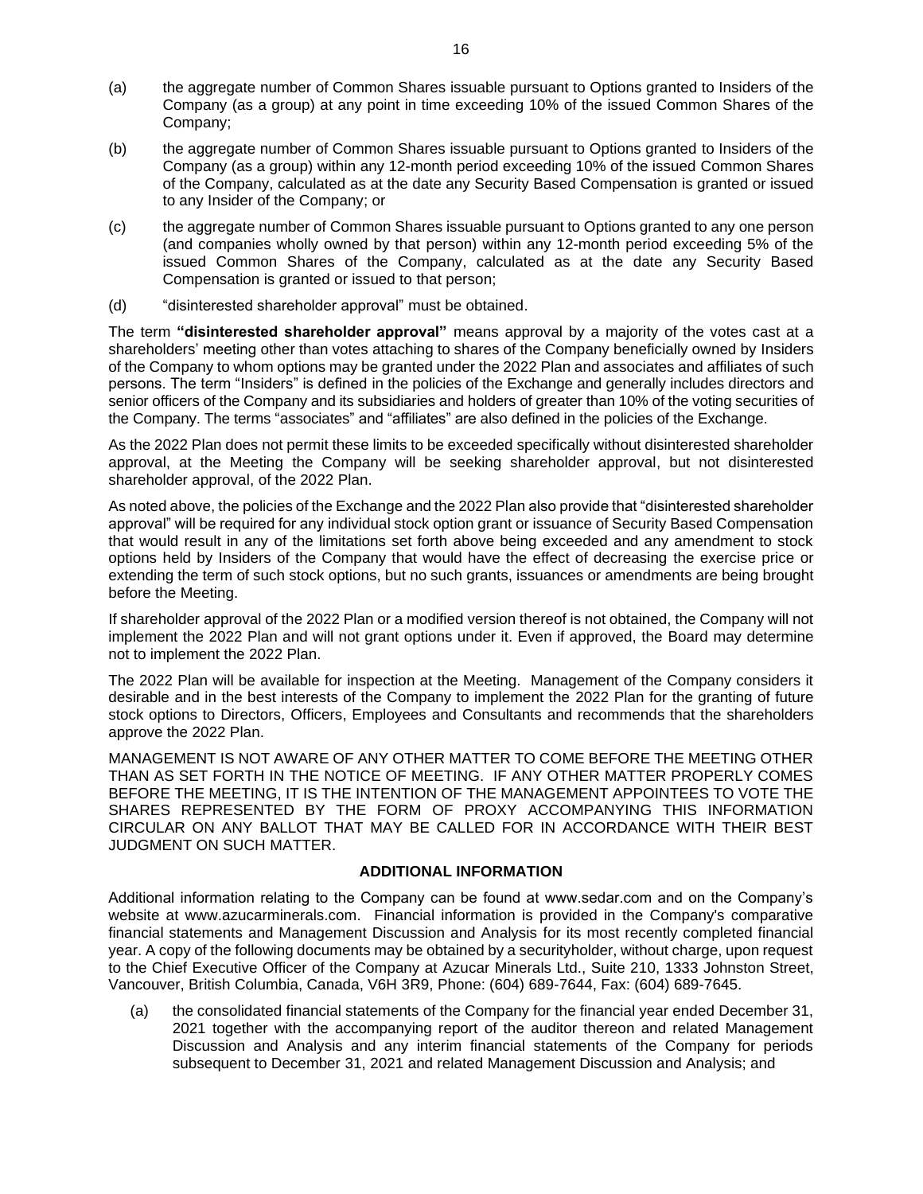(a) the aggregate number of Common Shares issuable pursuant to Options granted to Insiders of the Company (as a group) at any point in time exceeding 10% of the issued Common Shares of the Company;

(b) the aggregate number of Common Shares issuable pursuant to Options granted to Insiders of the Company (as a group) within any 12-month period exceeding 10% of the issued Common Shares of the Company, calculated as at the date any Security Based Compensation is granted or issued to any Insider of the Company; or

(c) the aggregate number of Common Shares issuable pursuant to Options granted to any one person (and companies wholly owned by that person) within any 12-month period exceeding 5% of the issued Common Shares of the Company, calculated as at the date any Security Based Compensation is granted or issued to that person;

(d) "disinterested shareholder approval" must be obtained.

The term **"disinterested shareholder approval"** means approval by a majority of the votes cast at a shareholders' meeting other than votes attaching to shares of the Company beneficially owned by Insiders of the Company to whom options may be granted under the 2022 Plan and associates and affiliates of such persons. The term "Insiders" is defined in the policies of the Exchange and generally includes directors and senior officers of the Company and its subsidiaries and holders of greater than 10% of the voting securities of the Company. The terms "associates" and "affiliates" are also defined in the policies of the Exchange.

As the 2022 Plan does not permit these limits to be exceeded specifically without disinterested shareholder approval, at the Meeting the Company will be seeking shareholder approval, but not disinterested shareholder approval, of the 2022 Plan.

As noted above, the policies of the Exchange and the 2022 Plan also provide that "disinterested shareholder approval" will be required for any individual stock option grant or issuance of Security Based Compensation that would result in any of the limitations set forth above being exceeded and any amendment to stock options held by Insiders of the Company that would have the effect of decreasing the exercise price or extending the term of such stock options, but no such grants, issuances or amendments are being brought before the Meeting.

If shareholder approval of the 2022 Plan or a modified version thereof is not obtained, the Company will not implement the 2022 Plan and will not grant options under it. Even if approved, the Board may determine not to implement the 2022 Plan.

The 2022 Plan will be available for inspection at the Meeting. Management of the Company considers it desirable and in the best interests of the Company to implement the 2022 Plan for the granting of future stock options to Directors, Officers, Employees and Consultants and recommends that the shareholders approve the 2022 Plan.

MANAGEMENT IS NOT AWARE OF ANY OTHER MATTER TO COME BEFORE THE MEETING OTHER THAN AS SET FORTH IN THE NOTICE OF MEETING. IF ANY OTHER MATTER PROPERLY COMES BEFORE THE MEETING, IT IS THE INTENTION OF THE MANAGEMENT APPOINTEES TO VOTE THE SHARES REPRESENTED BY THE FORM OF PROXY ACCOMPANYING THIS INFORMATION CIRCULAR ON ANY BALLOT THAT MAY BE CALLED FOR IN ACCORDANCE WITH THEIR BEST JUDGMENT ON SUCH MATTER.

## ADDITIONAL INFORMATION

Additional information relating to the Company can be found at www.sedar.com and on the Company's website at www.azucarminerals.com. Financial information is provided in the Company's comparative financial statements and Management Discussion and Analysis for its most recently completed financial year. A copy of the following documents may be obtained by a securityholder, without charge, upon request to the Chief Executive Officer of the Company at Azucar Minerals Ltd., Suite 210, 1333 Johnston Street, Vancouver, British Columbia, Canada, V6H 3R9, Phone: (604) 689-7644, Fax: (604) 689-7645.

(a) the consolidated financial statements of the Company for the financial year ended December 31, 2021 together with the accompanying report of the auditor thereon and related Management Discussion and Analysis and any interim financial statements of the Company for periods subsequent to December 31, 2021 and related Management Discussion and Analysis; and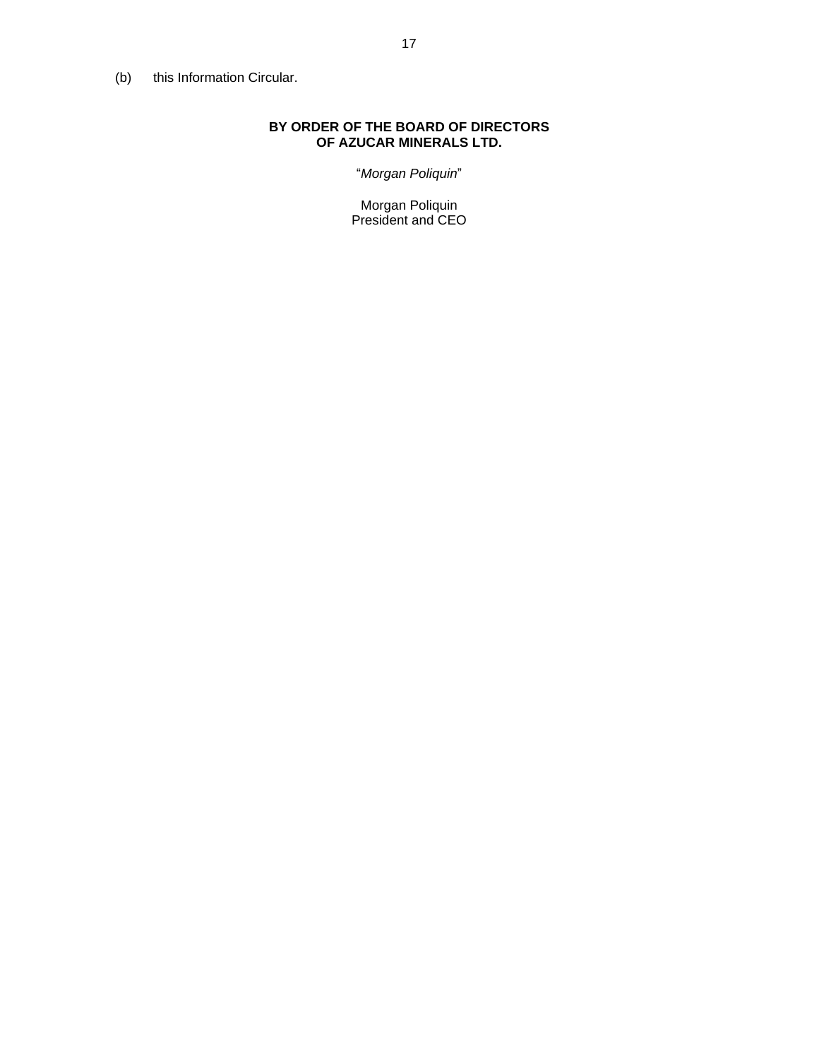(b) this Information Circular.

**BY ORDER OF THE BOARD OF DIRECTORS**
**OF AZUCAR MINERALS LTD.**

"*Morgan Poliquin*"

Morgan Poliquin
President and CEO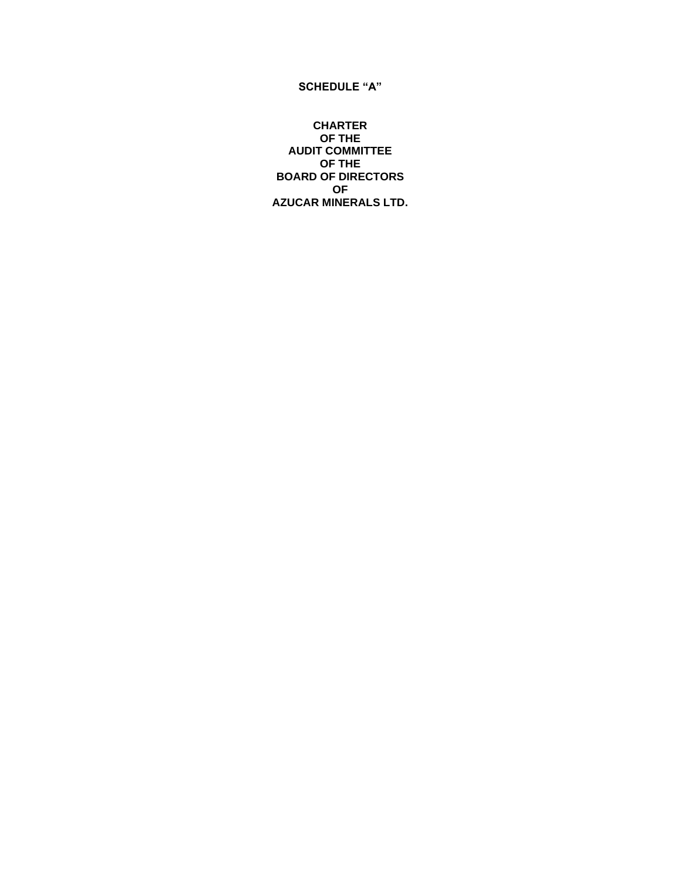**SCHEDULE “A”**

**CHARTER**
**OF THE**
**AUDIT COMMITTEE**
**OF THE**
**BOARD OF DIRECTORS**
**OF**
**AZUCAR MINERALS LTD.**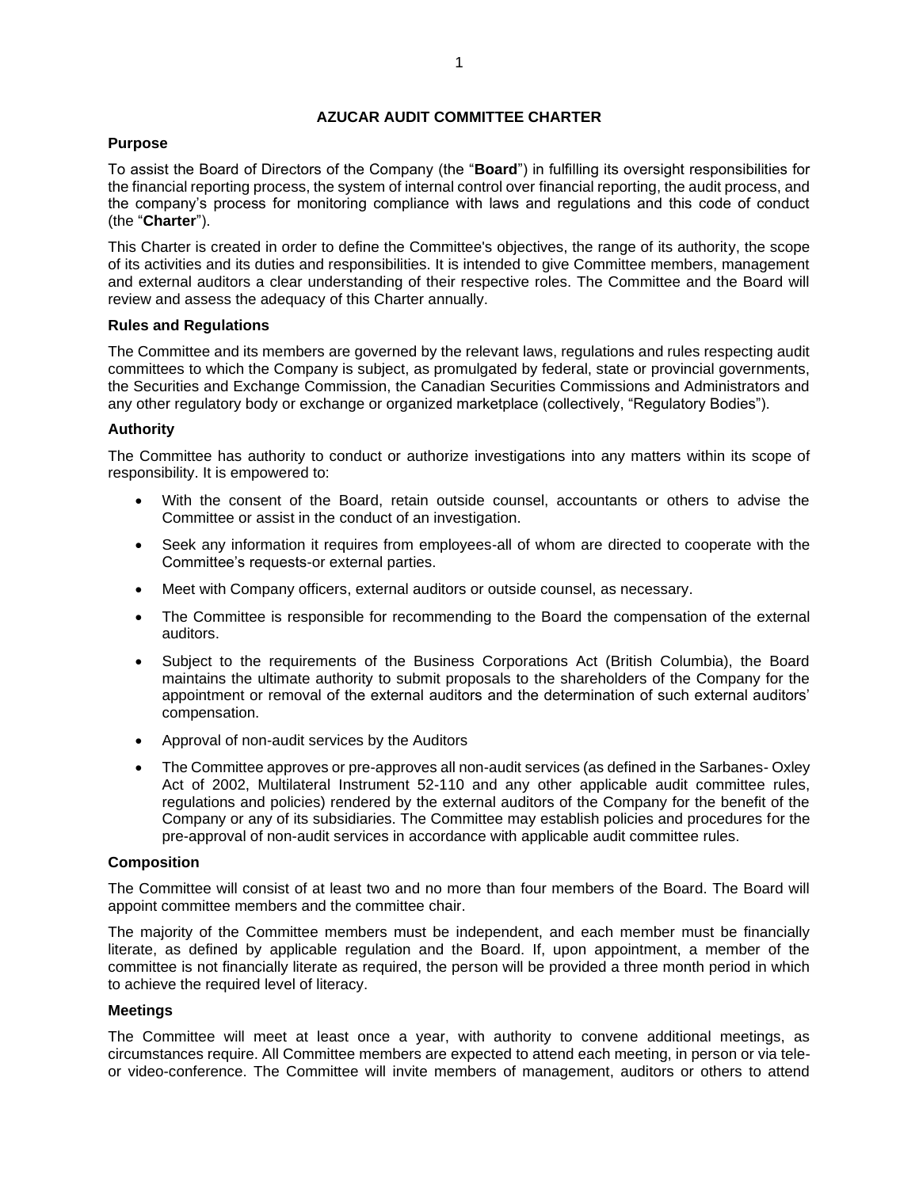# AZUCAR AUDIT COMMITTEE CHARTER

**Purpose**

To assist the Board of Directors of the Company (the "**Board**") in fulfilling its oversight responsibilities for the financial reporting process, the system of internal control over financial reporting, the audit process, and the company's process for monitoring compliance with laws and regulations and this code of conduct (the "**Charter**").

This Charter is created in order to define the Committee's objectives, the range of its authority, the scope of its activities and its duties and responsibilities. It is intended to give Committee members, management and external auditors a clear understanding of their respective roles. The Committee and the Board will review and assess the adequacy of this Charter annually.

**Rules and Regulations**

The Committee and its members are governed by the relevant laws, regulations and rules respecting audit committees to which the Company is subject, as promulgated by federal, state or provincial governments, the Securities and Exchange Commission, the Canadian Securities Commissions and Administrators and any other regulatory body or exchange or organized marketplace (collectively, "Regulatory Bodies").

**Authority**

The Committee has authority to conduct or authorize investigations into any matters within its scope of responsibility. It is empowered to:

- With the consent of the Board, retain outside counsel, accountants or others to advise the Committee or assist in the conduct of an investigation.
- Seek any information it requires from employees-all of whom are directed to cooperate with the Committee's requests-or external parties.
- Meet with Company officers, external auditors or outside counsel, as necessary.
- The Committee is responsible for recommending to the Board the compensation of the external auditors.
- Subject to the requirements of the Business Corporations Act (British Columbia), the Board maintains the ultimate authority to submit proposals to the shareholders of the Company for the appointment or removal of the external auditors and the determination of such external auditors' compensation.
- Approval of non-audit services by the Auditors
- The Committee approves or pre-approves all non-audit services (as defined in the Sarbanes- Oxley Act of 2002, Multilateral Instrument 52-110 and any other applicable audit committee rules, regulations and policies) rendered by the external auditors of the Company for the benefit of the Company or any of its subsidiaries. The Committee may establish policies and procedures for the pre-approval of non-audit services in accordance with applicable audit committee rules.

**Composition**

The Committee will consist of at least two and no more than four members of the Board. The Board will appoint committee members and the committee chair.

The majority of the Committee members must be independent, and each member must be financially literate, as defined by applicable regulation and the Board. If, upon appointment, a member of the committee is not financially literate as required, the person will be provided a three month period in which to achieve the required level of literacy.

**Meetings**

The Committee will meet at least once a year, with authority to convene additional meetings, as circumstances require. All Committee members are expected to attend each meeting, in person or via tele- or video-conference. The Committee will invite members of management, auditors or others to attend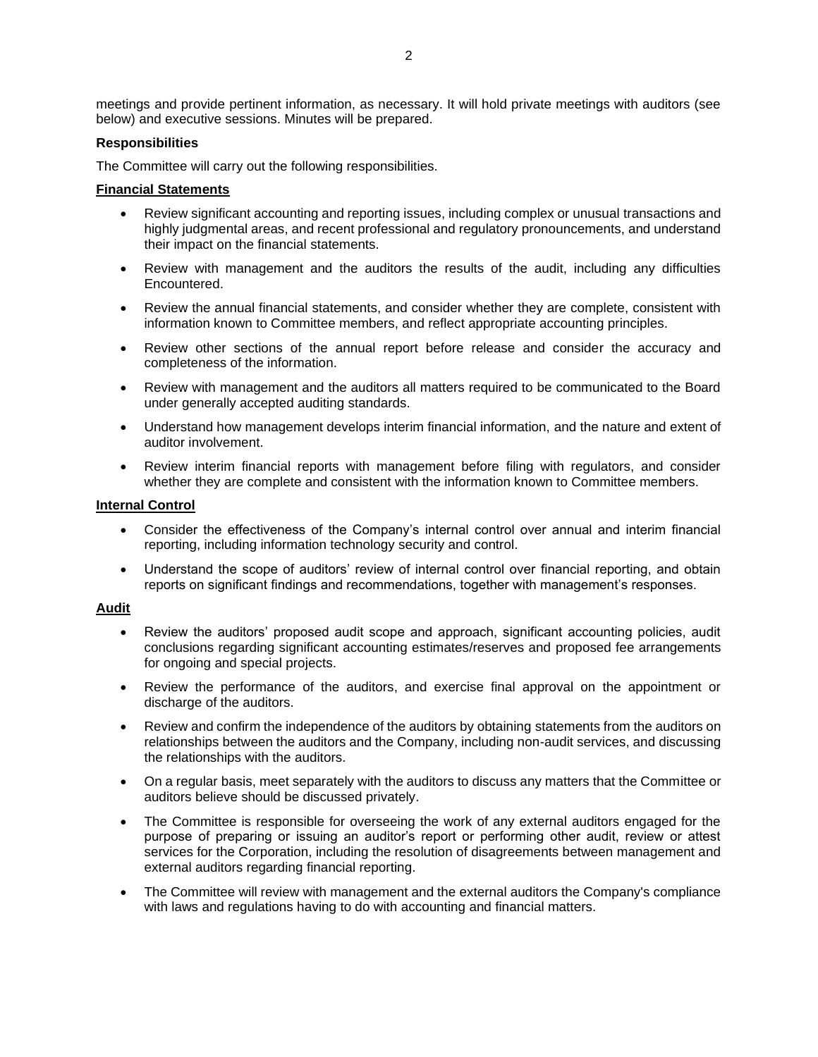meetings and provide pertinent information, as necessary. It will hold private meetings with auditors (see below) and executive sessions. Minutes will be prepared.

**Responsibilities**

The Committee will carry out the following responsibilities.

**Financial Statements**

- Review significant accounting and reporting issues, including complex or unusual transactions and highly judgmental areas, and recent professional and regulatory pronouncements, and understand their impact on the financial statements.
- Review with management and the auditors the results of the audit, including any difficulties Encountered.
- Review the annual financial statements, and consider whether they are complete, consistent with information known to Committee members, and reflect appropriate accounting principles.
- Review other sections of the annual report before release and consider the accuracy and completeness of the information.
- Review with management and the auditors all matters required to be communicated to the Board under generally accepted auditing standards.
- Understand how management develops interim financial information, and the nature and extent of auditor involvement.
- Review interim financial reports with management before filing with regulators, and consider whether they are complete and consistent with the information known to Committee members.

**Internal Control**

- Consider the effectiveness of the Company's internal control over annual and interim financial reporting, including information technology security and control.
- Understand the scope of auditors' review of internal control over financial reporting, and obtain reports on significant findings and recommendations, together with management's responses.

**Audit**

- Review the auditors' proposed audit scope and approach, significant accounting policies, audit conclusions regarding significant accounting estimates/reserves and proposed fee arrangements for ongoing and special projects.
- Review the performance of the auditors, and exercise final approval on the appointment or discharge of the auditors.
- Review and confirm the independence of the auditors by obtaining statements from the auditors on relationships between the auditors and the Company, including non-audit services, and discussing the relationships with the auditors.
- On a regular basis, meet separately with the auditors to discuss any matters that the Committee or auditors believe should be discussed privately.
- The Committee is responsible for overseeing the work of any external auditors engaged for the purpose of preparing or issuing an auditor's report or performing other audit, review or attest services for the Corporation, including the resolution of disagreements between management and external auditors regarding financial reporting.
- The Committee will review with management and the external auditors the Company's compliance with laws and regulations having to do with accounting and financial matters.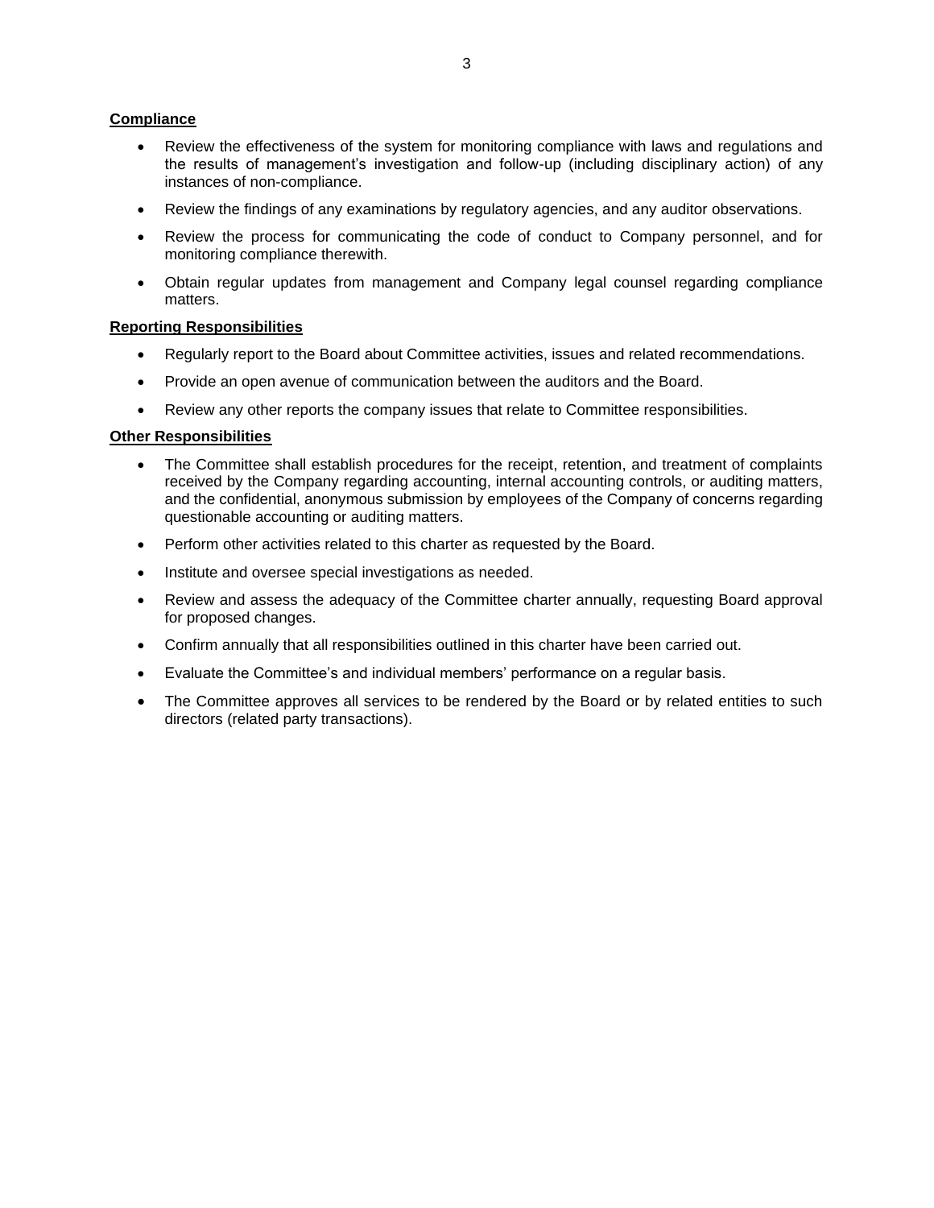**Compliance**

- Review the effectiveness of the system for monitoring compliance with laws and regulations and the results of management's investigation and follow-up (including disciplinary action) of any instances of non-compliance.
- Review the findings of any examinations by regulatory agencies, and any auditor observations.
- Review the process for communicating the code of conduct to Company personnel, and for monitoring compliance therewith.
- Obtain regular updates from management and Company legal counsel regarding compliance matters.

**Reporting Responsibilities**

- Regularly report to the Board about Committee activities, issues and related recommendations.
- Provide an open avenue of communication between the auditors and the Board.
- Review any other reports the company issues that relate to Committee responsibilities.

**Other Responsibilities**

- The Committee shall establish procedures for the receipt, retention, and treatment of complaints received by the Company regarding accounting, internal accounting controls, or auditing matters, and the confidential, anonymous submission by employees of the Company of concerns regarding questionable accounting or auditing matters.
- Perform other activities related to this charter as requested by the Board.
- Institute and oversee special investigations as needed.
- Review and assess the adequacy of the Committee charter annually, requesting Board approval for proposed changes.
- Confirm annually that all responsibilities outlined in this charter have been carried out.
- Evaluate the Committee's and individual members' performance on a regular basis.
- The Committee approves all services to be rendered by the Board or by related entities to such directors (related party transactions).